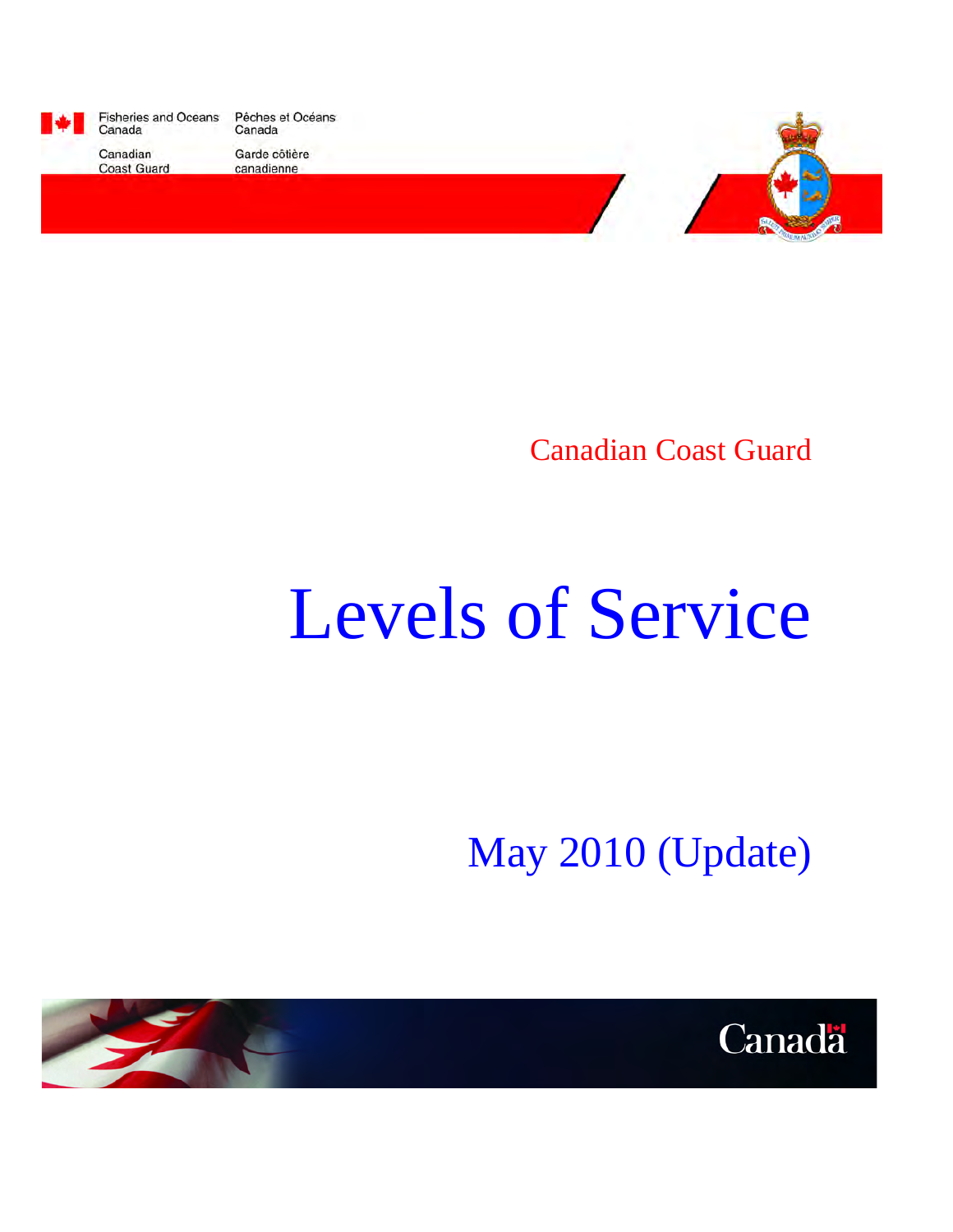Fisheries and Oceans Canada | Pêches et Océans Canada

Canadian Coast Guard | Garde côtière canadienne

Canadian Coast Guard

# Levels of Service

May 2010 (Update)

Canada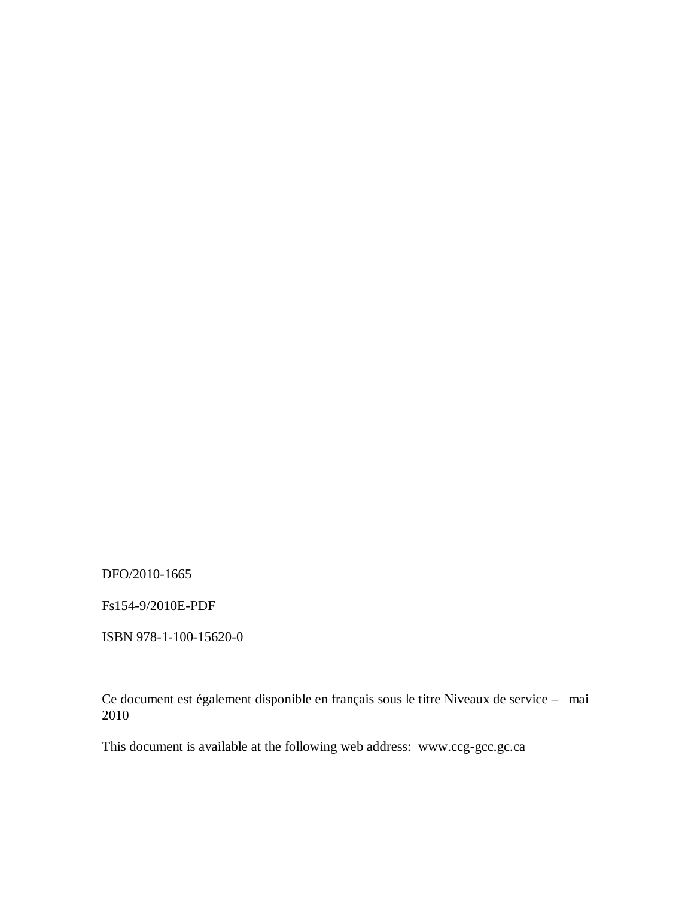DFO/2010-1665

Fs154-9/2010E-PDF

ISBN 978-1-100-15620-0

Ce document est également disponible en français sous le titre Niveaux de service – mai 2010

This document is available at the following web address: www.ccg-gcc.gc.ca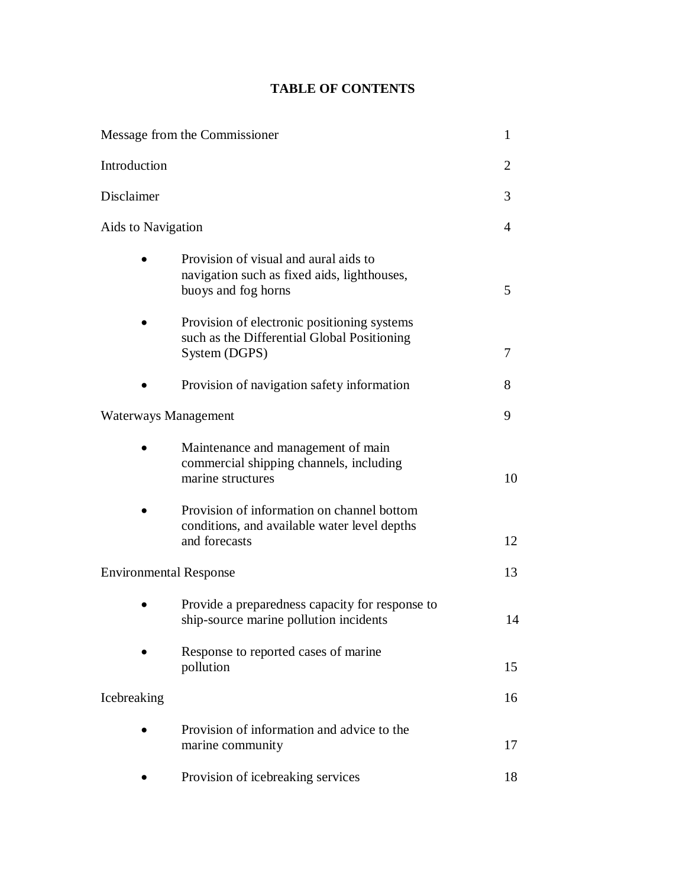# TABLE OF CONTENTS

| | |
|---|---|
| Message from the Commissioner | 1 |
| Introduction | 2 |
| Disclaimer | 3 |
| Aids to Navigation | 4 |
| • Provision of visual and aural aids to navigation such as fixed aids, lighthouses, buoys and fog horns | 5 |
| • Provision of electronic positioning systems such as the Differential Global Positioning System (DGPS) | 7 |
| • Provision of navigation safety information | 8 |
| Waterways Management | 9 |
| • Maintenance and management of main commercial shipping channels, including marine structures | 10 |
| • Provision of information on channel bottom conditions, and available water level depths and forecasts | 12 |
| Environmental Response | 13 |
| • Provide a preparedness capacity for response to ship-source marine pollution incidents | 14 |
| • Response to reported cases of marine pollution | 15 |
| Icebreaking | 16 |
| • Provision of information and advice to the marine community | 17 |
| • Provision of icebreaking services | 18 |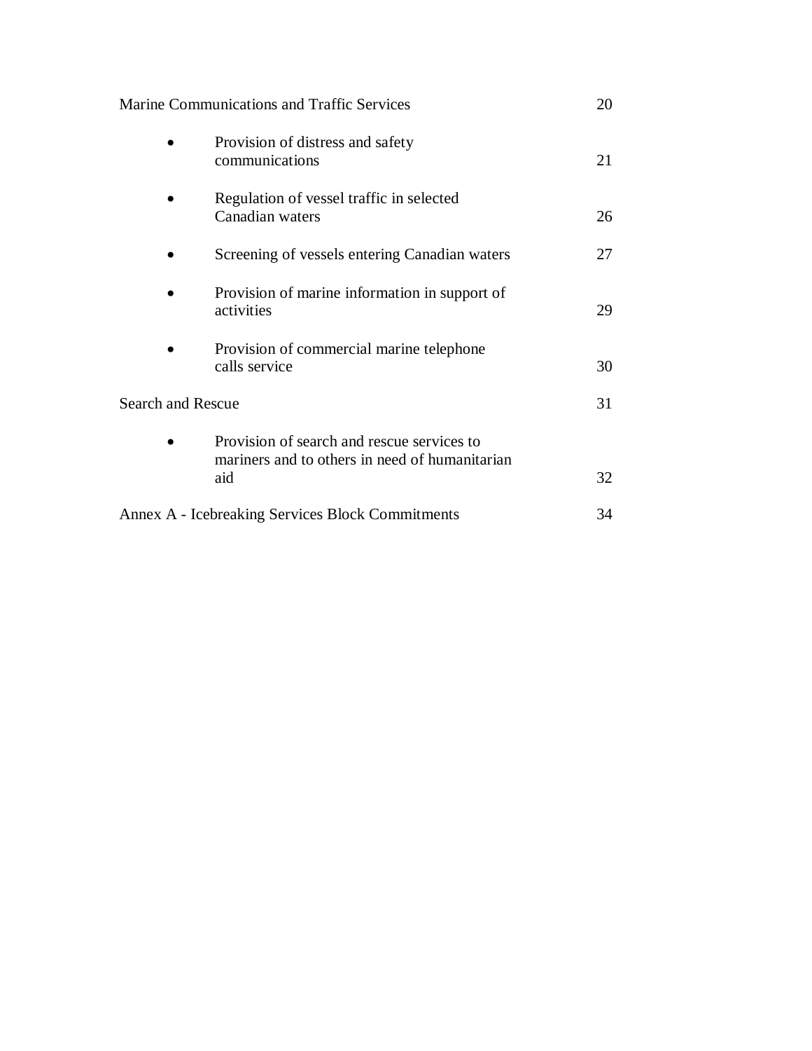| | |
|---|---|
| Marine Communications and Traffic Services | 20 |
| • Provision of distress and safety communications | 21 |
| • Regulation of vessel traffic in selected Canadian waters | 26 |
| • Screening of vessels entering Canadian waters | 27 |
| • Provision of marine information in support of activities | 29 |
| • Provision of commercial marine telephone calls service | 30 |
| Search and Rescue | 31 |
| • Provision of search and rescue services to mariners and to others in need of humanitarian aid | 32 |
| Annex A - Icebreaking Services Block Commitments | 34 |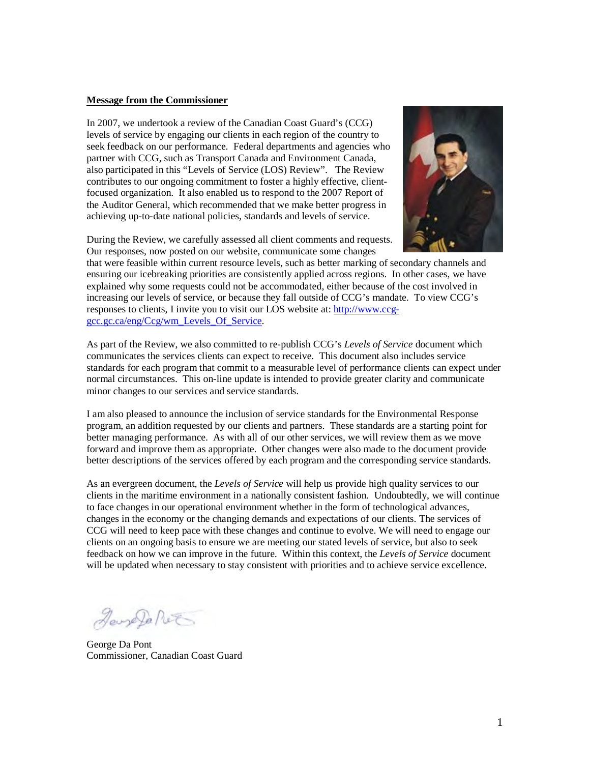**Message from the Commissioner**

In 2007, we undertook a review of the Canadian Coast Guard's (CCG) levels of service by engaging our clients in each region of the country to seek feedback on our performance. Federal departments and agencies who partner with CCG, such as Transport Canada and Environment Canada, also participated in this "Levels of Service (LOS) Review". The Review contributes to our ongoing commitment to foster a highly effective, client-focused organization. It also enabled us to respond to the 2007 Report of the Auditor General, which recommended that we make better progress in achieving up-to-date national policies, standards and levels of service.

During the Review, we carefully assessed all client comments and requests. Our responses, now posted on our website, communicate some changes that were feasible within current resource levels, such as better marking of secondary channels and ensuring our icebreaking priorities are consistently applied across regions. In other cases, we have explained why some requests could not be accommodated, either because of the cost involved in increasing our levels of service, or because they fall outside of CCG's mandate. To view CCG's responses to clients, I invite you to visit our LOS website at: [http://www.ccg-gcc.gc.ca/eng/Ccg/wm_Levels_Of_Service](http://www.ccg-gcc.gc.ca/eng/Ccg/wm_Levels_Of_Service).

As part of the Review, we also committed to re-publish CCG's *Levels of Service* document which communicates the services clients can expect to receive. This document also includes service standards for each program that commit to a measurable level of performance clients can expect under normal circumstances. This on-line update is intended to provide greater clarity and communicate minor changes to our services and service standards.

I am also pleased to announce the inclusion of service standards for the Environmental Response program, an addition requested by our clients and partners. These standards are a starting point for better managing performance. As with all of our other services, we will review them as we move forward and improve them as appropriate. Other changes were also made to the document provide better descriptions of the services offered by each program and the corresponding service standards.

As an evergreen document, the *Levels of Service* will help us provide high quality services to our clients in the maritime environment in a nationally consistent fashion. Undoubtedly, we will continue to face changes in our operational environment whether in the form of technological advances, changes in the economy or the changing demands and expectations of our clients. The services of CCG will need to keep pace with these changes and continue to evolve. We will need to engage our clients on an ongoing basis to ensure we are meeting our stated levels of service, but also to seek feedback on how we can improve in the future. Within this context, the *Levels of Service* document will be updated when necessary to stay consistent with priorities and to achieve service excellence.

George Da Pont
Commissioner, Canadian Coast Guard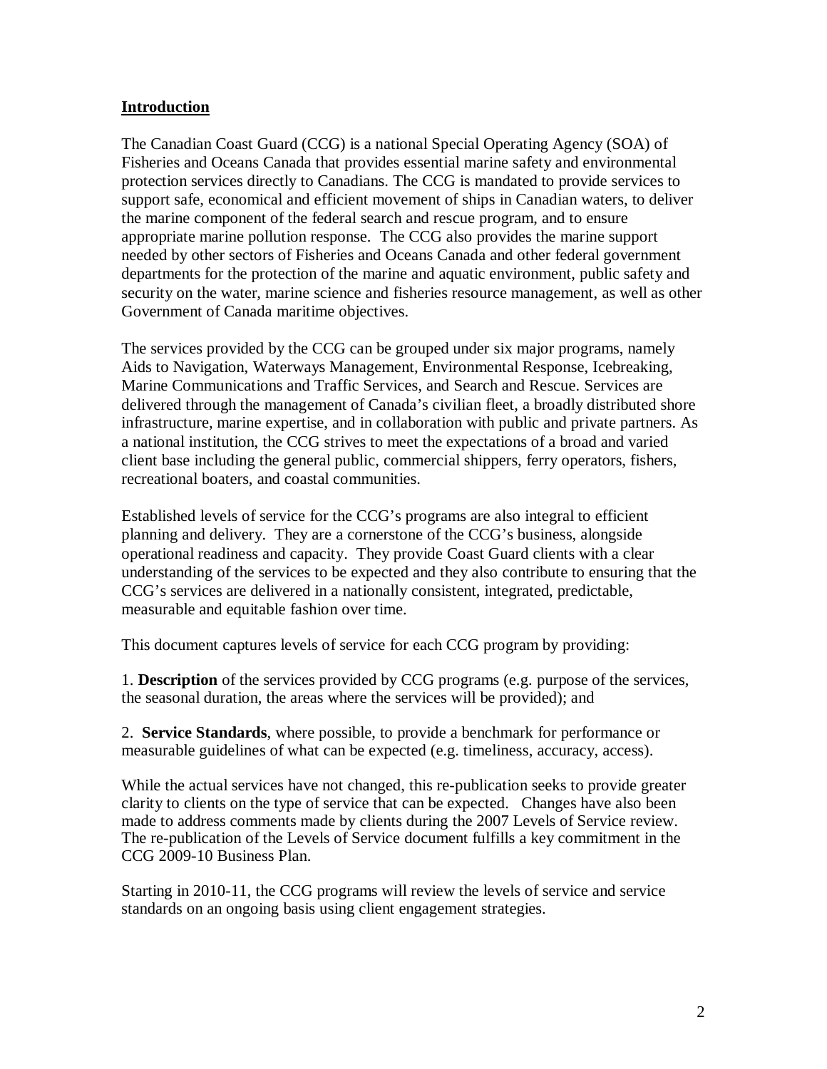## Introduction

The Canadian Coast Guard (CCG) is a national Special Operating Agency (SOA) of Fisheries and Oceans Canada that provides essential marine safety and environmental protection services directly to Canadians. The CCG is mandated to provide services to support safe, economical and efficient movement of ships in Canadian waters, to deliver the marine component of the federal search and rescue program, and to ensure appropriate marine pollution response. The CCG also provides the marine support needed by other sectors of Fisheries and Oceans Canada and other federal government departments for the protection of the marine and aquatic environment, public safety and security on the water, marine science and fisheries resource management, as well as other Government of Canada maritime objectives.

The services provided by the CCG can be grouped under six major programs, namely Aids to Navigation, Waterways Management, Environmental Response, Icebreaking, Marine Communications and Traffic Services, and Search and Rescue. Services are delivered through the management of Canada's civilian fleet, a broadly distributed shore infrastructure, marine expertise, and in collaboration with public and private partners. As a national institution, the CCG strives to meet the expectations of a broad and varied client base including the general public, commercial shippers, ferry operators, fishers, recreational boaters, and coastal communities.

Established levels of service for the CCG's programs are also integral to efficient planning and delivery. They are a cornerstone of the CCG's business, alongside operational readiness and capacity. They provide Coast Guard clients with a clear understanding of the services to be expected and they also contribute to ensuring that the CCG's services are delivered in a nationally consistent, integrated, predictable, measurable and equitable fashion over time.

This document captures levels of service for each CCG program by providing:

1. **Description** of the services provided by CCG programs (e.g. purpose of the services, the seasonal duration, the areas where the services will be provided); and

2. **Service Standards**, where possible, to provide a benchmark for performance or measurable guidelines of what can be expected (e.g. timeliness, accuracy, access).

While the actual services have not changed, this re-publication seeks to provide greater clarity to clients on the type of service that can be expected. Changes have also been made to address comments made by clients during the 2007 Levels of Service review. The re-publication of the Levels of Service document fulfills a key commitment in the CCG 2009-10 Business Plan.

Starting in 2010-11, the CCG programs will review the levels of service and service standards on an ongoing basis using client engagement strategies.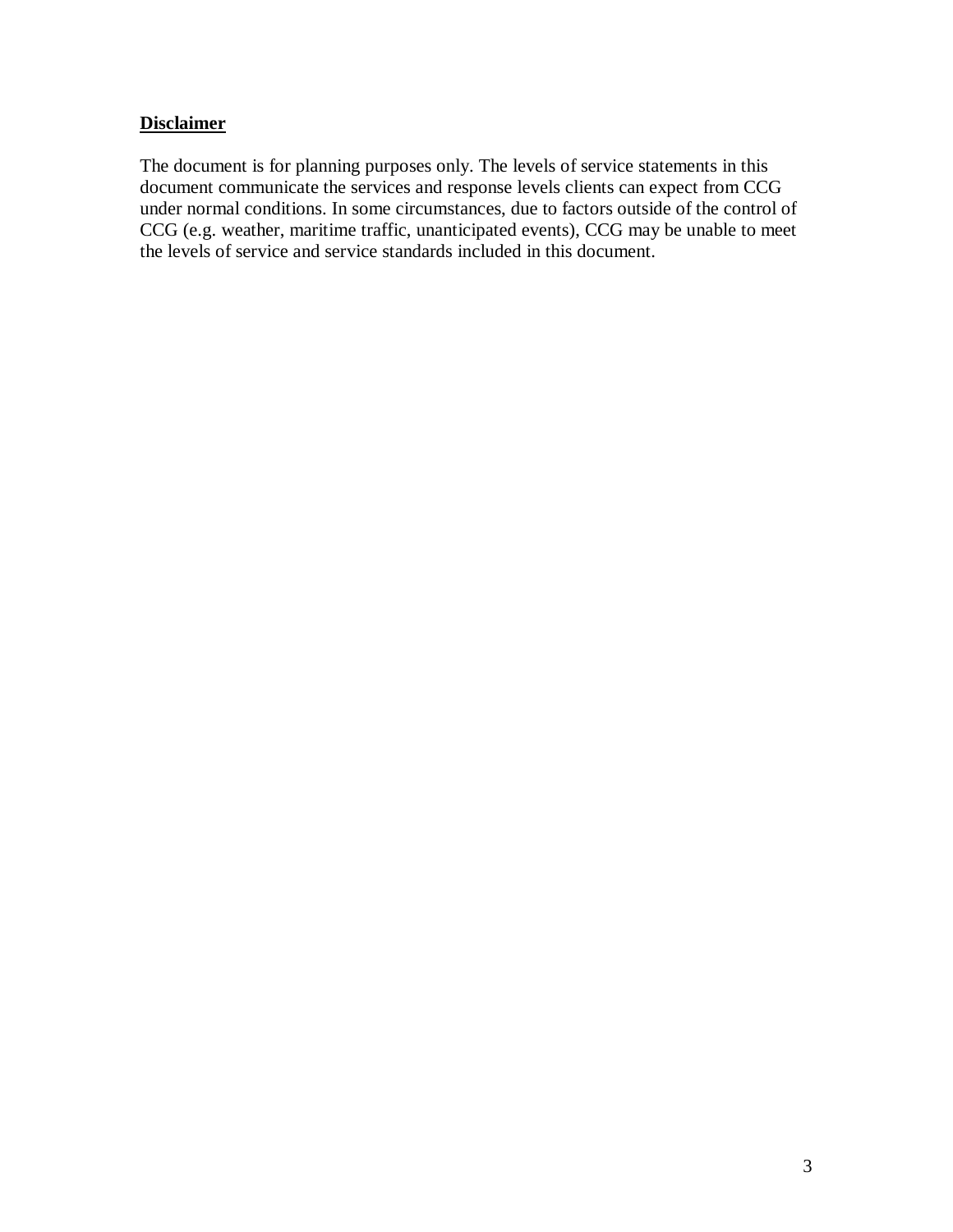**Disclaimer**

The document is for planning purposes only. The levels of service statements in this document communicate the services and response levels clients can expect from CCG under normal conditions. In some circumstances, due to factors outside of the control of CCG (e.g. weather, maritime traffic, unanticipated events), CCG may be unable to meet the levels of service and service standards included in this document.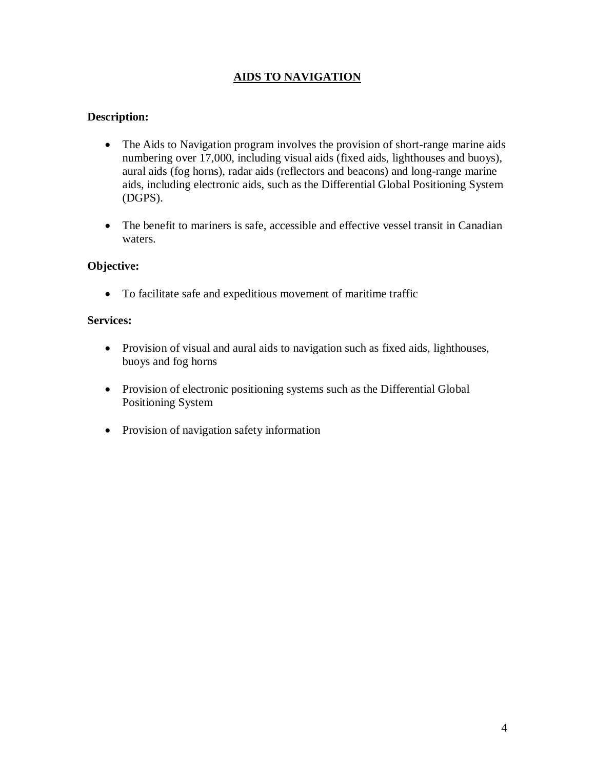## AIDS TO NAVIGATION

**Description:**

- The Aids to Navigation program involves the provision of short-range marine aids numbering over 17,000, including visual aids (fixed aids, lighthouses and buoys), aural aids (fog horns), radar aids (reflectors and beacons) and long-range marine aids, including electronic aids, such as the Differential Global Positioning System (DGPS).

- The benefit to mariners is safe, accessible and effective vessel transit in Canadian waters.

**Objective:**

- To facilitate safe and expeditious movement of maritime traffic

**Services:**

- Provision of visual and aural aids to navigation such as fixed aids, lighthouses, buoys and fog horns

- Provision of electronic positioning systems such as the Differential Global Positioning System

- Provision of navigation safety information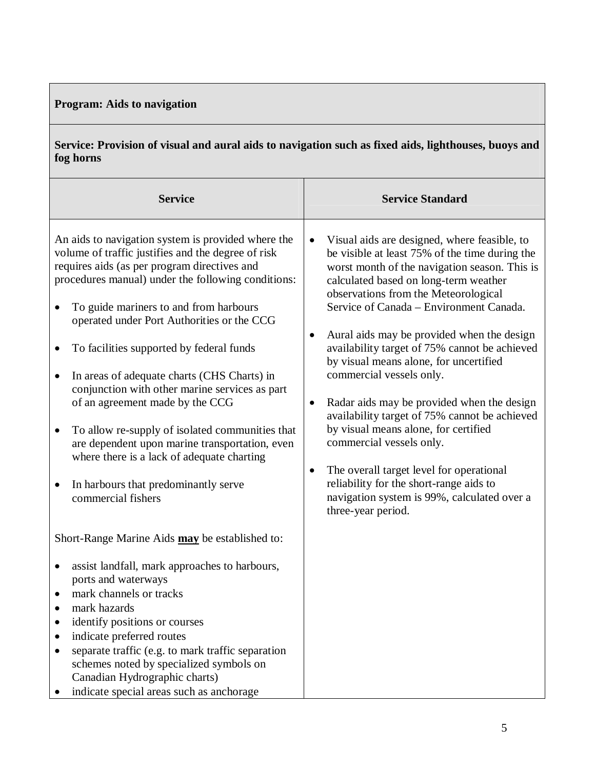| **Program: Aids to navigation** | |
|---|---|
| **Service: Provision of visual and aural aids to navigation such as fixed aids, lighthouses, buoys and fog horns** | |
| **Service** | **Service Standard** |
| An aids to navigation system is provided where the volume of traffic justifies and the degree of risk requires aids (as per program directives and procedures manual) under the following conditions:<br><br>• To guide mariners to and from harbours operated under Port Authorities or the CCG<br><br>• To facilities supported by federal funds<br><br>• In areas of adequate charts (CHS Charts) in conjunction with other marine services as part of an agreement made by the CCG<br><br>• To allow re-supply of isolated communities that are dependent upon marine transportation, even where there is a lack of adequate charting<br><br>• In harbours that predominantly serve commercial fishers<br><br>Short-Range Marine Aids <u>**may**</u> be established to:<br><br>• assist landfall, mark approaches to harbours, ports and waterways<br>• mark channels or tracks<br>• mark hazards<br>• identify positions or courses<br>• indicate preferred routes<br>• separate traffic (e.g. to mark traffic separation schemes noted by specialized symbols on Canadian Hydrographic charts)<br>• indicate special areas such as anchorage | • Visual aids are designed, where feasible, to be visible at least 75% of the time during the worst month of the navigation season. This is calculated based on long-term weather observations from the Meteorological Service of Canada – Environment Canada.<br><br>• Aural aids may be provided when the design availability target of 75% cannot be achieved by visual means alone, for uncertified commercial vessels only.<br><br>• Radar aids may be provided when the design availability target of 75% cannot be achieved by visual means alone, for certified commercial vessels only.<br><br>• The overall target level for operational reliability for the short-range aids to navigation system is 99%, calculated over a three-year period. |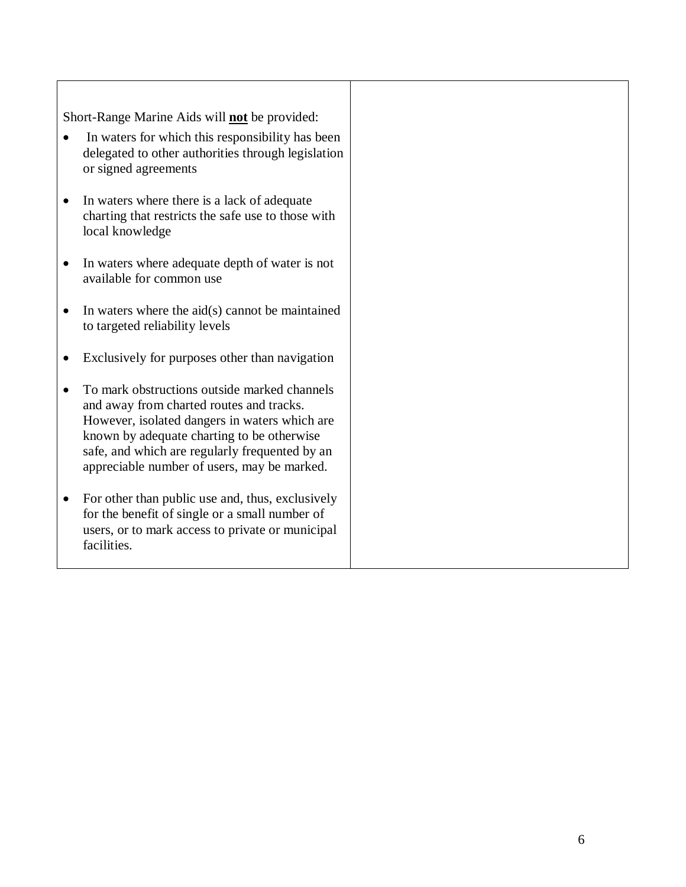| | |
|---|---|
| Short-Range Marine Aids will **not** be provided:<br>• In waters for which this responsibility has been delegated to other authorities through legislation or signed agreements<br>• In waters where there is a lack of adequate charting that restricts the safe use to those with local knowledge<br>• In waters where adequate depth of water is not available for common use<br>• In waters where the aid(s) cannot be maintained to targeted reliability levels<br>• Exclusively for purposes other than navigation<br>• To mark obstructions outside marked channels and away from charted routes and tracks. However, isolated dangers in waters which are known by adequate charting to be otherwise safe, and which are regularly frequented by an appreciable number of users, may be marked.<br>• For other than public use and, thus, exclusively for the benefit of single or a small number of users, or to mark access to private or municipal facilities. | |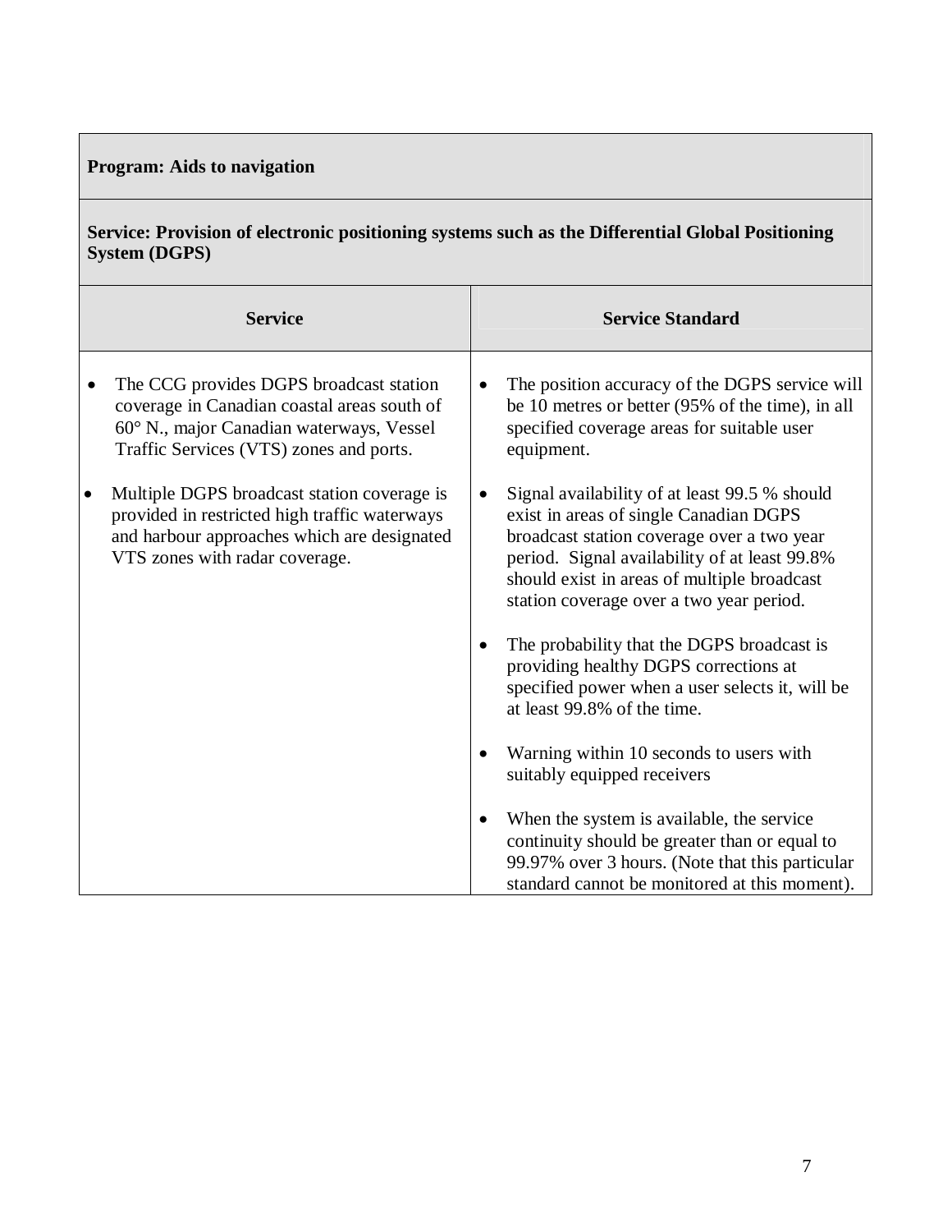| **Program: Aids to navigation** | |
|---|---|
| **Service: Provision of electronic positioning systems such as the Differential Global Positioning System (DGPS)** | |
| **Service** | **Service Standard** |
| • The CCG provides DGPS broadcast station coverage in Canadian coastal areas south of 60° N., major Canadian waterways, Vessel Traffic Services (VTS) zones and ports.<br><br>• Multiple DGPS broadcast station coverage is provided in restricted high traffic waterways and harbour approaches which are designated VTS zones with radar coverage. | • The position accuracy of the DGPS service will be 10 metres or better (95% of the time), in all specified coverage areas for suitable user equipment.<br><br>• Signal availability of at least 99.5 % should exist in areas of single Canadian DGPS broadcast station coverage over a two year period. Signal availability of at least 99.8% should exist in areas of multiple broadcast station coverage over a two year period.<br><br>• The probability that the DGPS broadcast is providing healthy DGPS corrections at specified power when a user selects it, will be at least 99.8% of the time.<br><br>• Warning within 10 seconds to users with suitably equipped receivers<br><br>• When the system is available, the service continuity should be greater than or equal to 99.97% over 3 hours. (Note that this particular standard cannot be monitored at this moment). |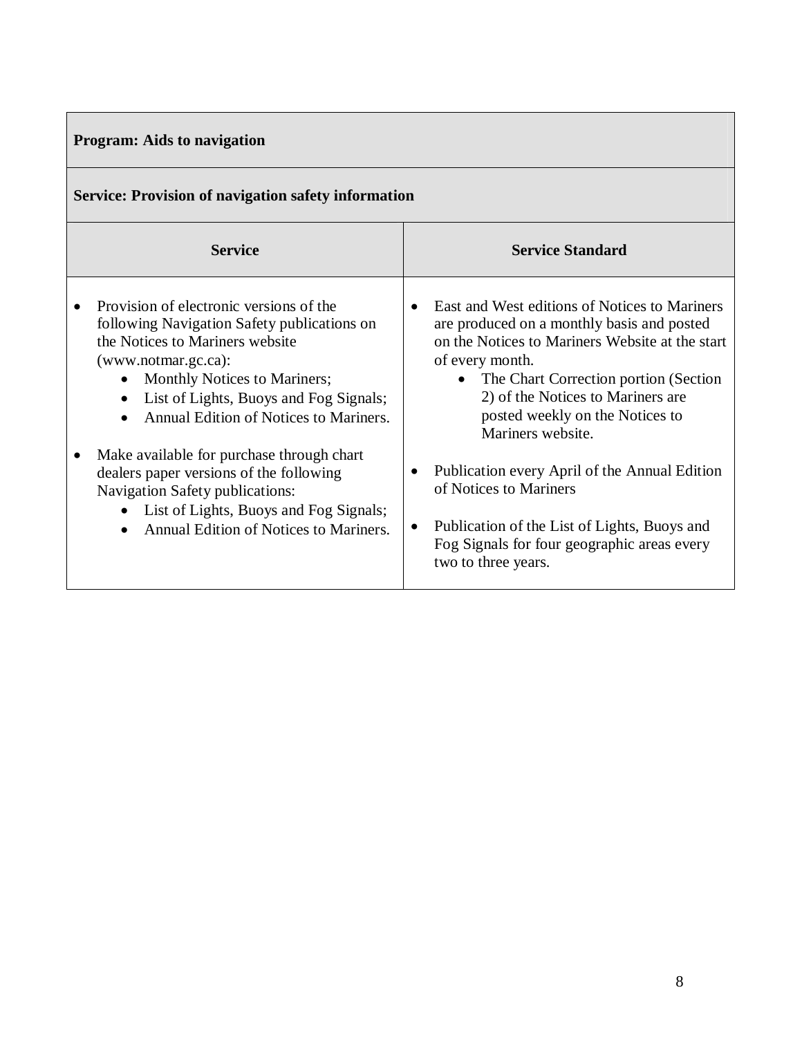| **Program: Aids to navigation** | |
|---|---|
| **Service: Provision of navigation safety information** | |
| **Service** | **Service Standard** |
| • Provision of electronic versions of the following Navigation Safety publications on the Notices to Mariners website (www.notmar.gc.ca): <br> ◦ Monthly Notices to Mariners; <br> ◦ List of Lights, Buoys and Fog Signals; <br> ◦ Annual Edition of Notices to Mariners. <br><br> • Make available for purchase through chart dealers paper versions of the following Navigation Safety publications: <br> ◦ List of Lights, Buoys and Fog Signals; <br> ◦ Annual Edition of Notices to Mariners. | • East and West editions of Notices to Mariners are produced on a monthly basis and posted on the Notices to Mariners Website at the start of every month. <br> ◦ The Chart Correction portion (Section 2) of the Notices to Mariners are posted weekly on the Notices to Mariners website. <br><br> • Publication every April of the Annual Edition of Notices to Mariners <br><br> • Publication of the List of Lights, Buoys and Fog Signals for four geographic areas every two to three years. |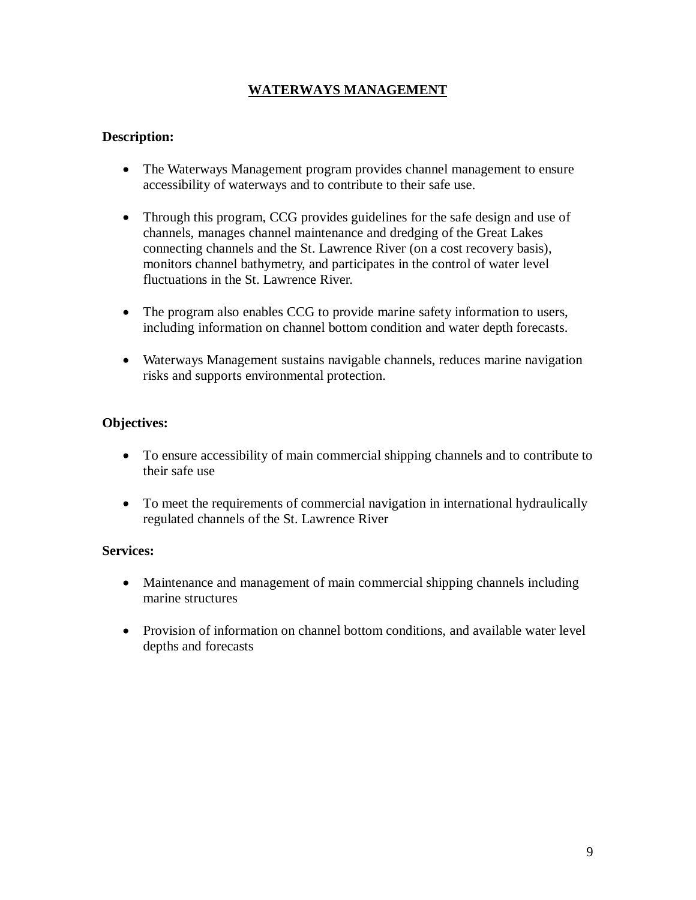## WATERWAYS MANAGEMENT

**Description:**

- The Waterways Management program provides channel management to ensure accessibility of waterways and to contribute to their safe use.
- Through this program, CCG provides guidelines for the safe design and use of channels, manages channel maintenance and dredging of the Great Lakes connecting channels and the St. Lawrence River (on a cost recovery basis), monitors channel bathymetry, and participates in the control of water level fluctuations in the St. Lawrence River.
- The program also enables CCG to provide marine safety information to users, including information on channel bottom condition and water depth forecasts.
- Waterways Management sustains navigable channels, reduces marine navigation risks and supports environmental protection.

**Objectives:**

- To ensure accessibility of main commercial shipping channels and to contribute to their safe use
- To meet the requirements of commercial navigation in international hydraulically regulated channels of the St. Lawrence River

**Services:**

- Maintenance and management of main commercial shipping channels including marine structures
- Provision of information on channel bottom conditions, and available water level depths and forecasts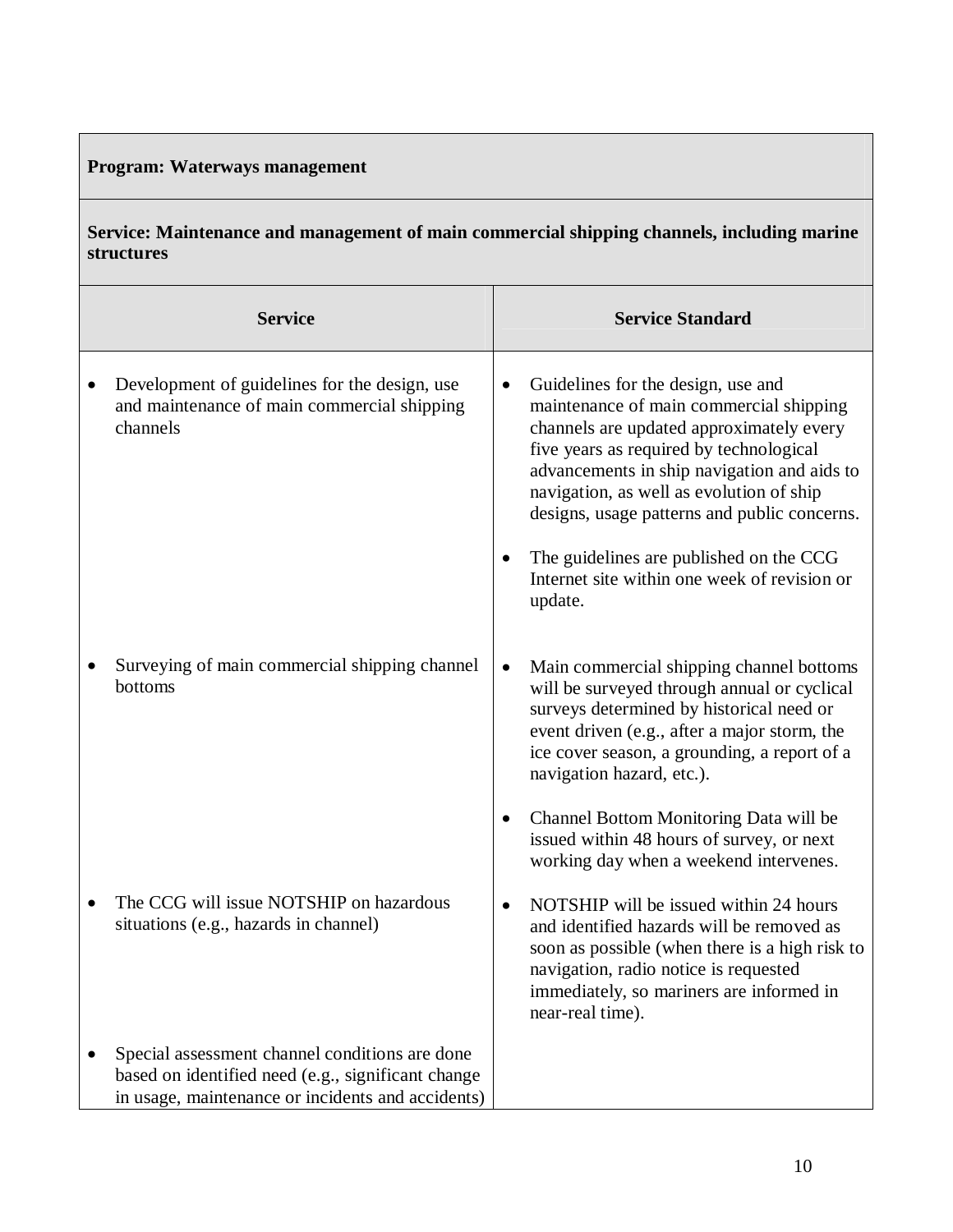| **Program: Waterways management** | |
|---|---|
| **Service: Maintenance and management of main commercial shipping channels, including marine structures** | |
| **Service** | **Service Standard** |
| • Development of guidelines for the design, use and maintenance of main commercial shipping channels | • Guidelines for the design, use and maintenance of main commercial shipping channels are updated approximately every five years as required by technological advancements in ship navigation and aids to navigation, as well as evolution of ship designs, usage patterns and public concerns.<br>• The guidelines are published on the CCG Internet site within one week of revision or update. |
| • Surveying of main commercial shipping channel bottoms | • Main commercial shipping channel bottoms will be surveyed through annual or cyclical surveys determined by historical need or event driven (e.g., after a major storm, the ice cover season, a grounding, a report of a navigation hazard, etc.).<br>• Channel Bottom Monitoring Data will be issued within 48 hours of survey, or next working day when a weekend intervenes. |
| • The CCG will issue NOTSHIP on hazardous situations (e.g., hazards in channel) | • NOTSHIP will be issued within 24 hours and identified hazards will be removed as soon as possible (when there is a high risk to navigation, radio notice is requested immediately, so mariners are informed in near-real time). |
| • Special assessment channel conditions are done based on identified need (e.g., significant change in usage, maintenance or incidents and accidents) | |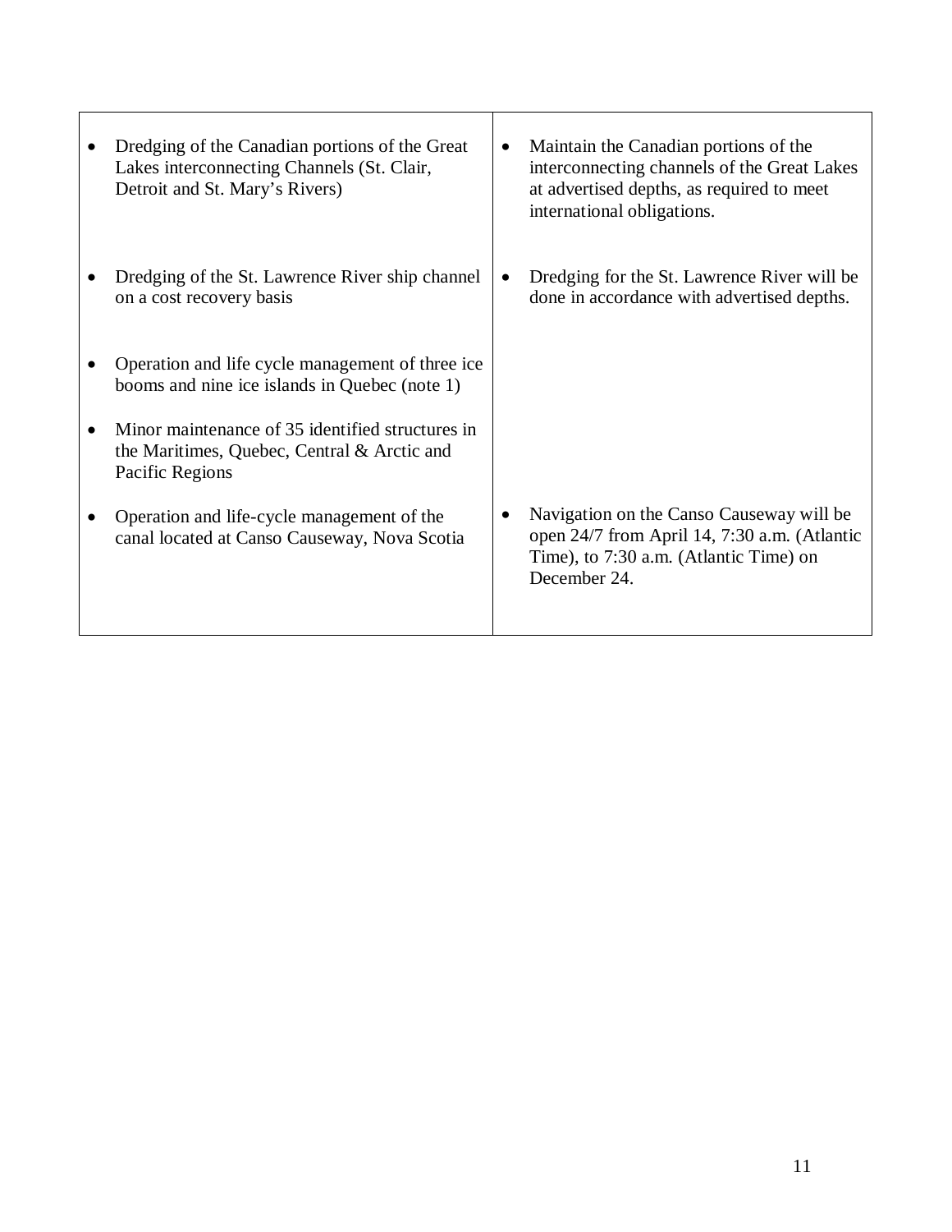| | |
|---|---|
| • Dredging of the Canadian portions of the Great Lakes interconnecting Channels (St. Clair, Detroit and St. Mary's Rivers) | • Maintain the Canadian portions of the interconnecting channels of the Great Lakes at advertised depths, as required to meet international obligations. |
| • Dredging of the St. Lawrence River ship channel on a cost recovery basis | • Dredging for the St. Lawrence River will be done in accordance with advertised depths. |
| • Operation and life cycle management of three ice booms and nine ice islands in Quebec (note 1) | |
| • Minor maintenance of 35 identified structures in the Maritimes, Quebec, Central & Arctic and Pacific Regions | |
| • Operation and life-cycle management of the canal located at Canso Causeway, Nova Scotia | • Navigation on the Canso Causeway will be open 24/7 from April 14, 7:30 a.m. (Atlantic Time), to 7:30 a.m. (Atlantic Time) on December 24. |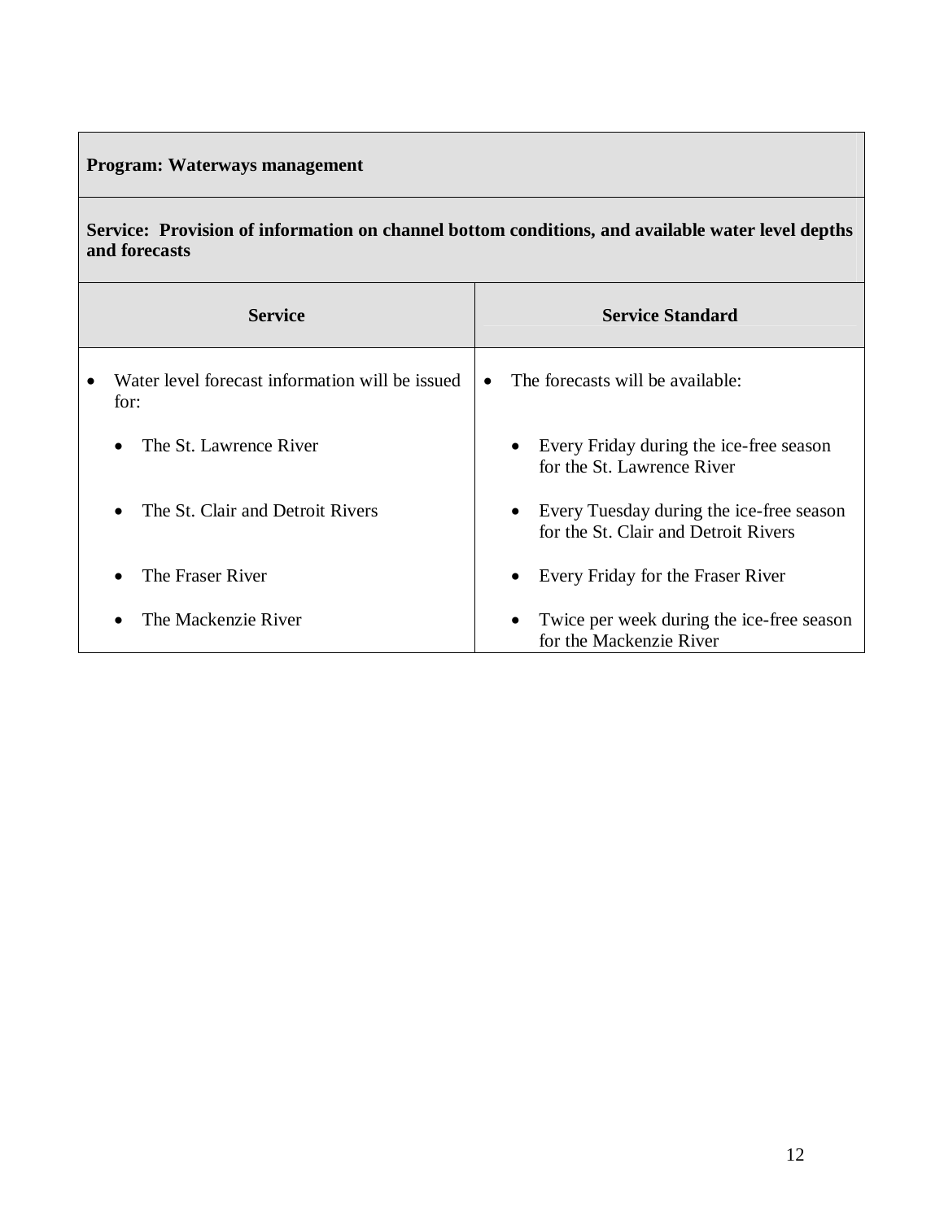| **Program: Waterways management** | |
|---|---|
| **Service: Provision of information on channel bottom conditions, and available water level depths and forecasts** | |
| **Service** | **Service Standard** |
| • Water level forecast information will be issued for: | • The forecasts will be available: |
| • The St. Lawrence River | • Every Friday during the ice-free season for the St. Lawrence River |
| • The St. Clair and Detroit Rivers | • Every Tuesday during the ice-free season for the St. Clair and Detroit Rivers |
| • The Fraser River | • Every Friday for the Fraser River |
| • The Mackenzie River | • Twice per week during the ice-free season for the Mackenzie River |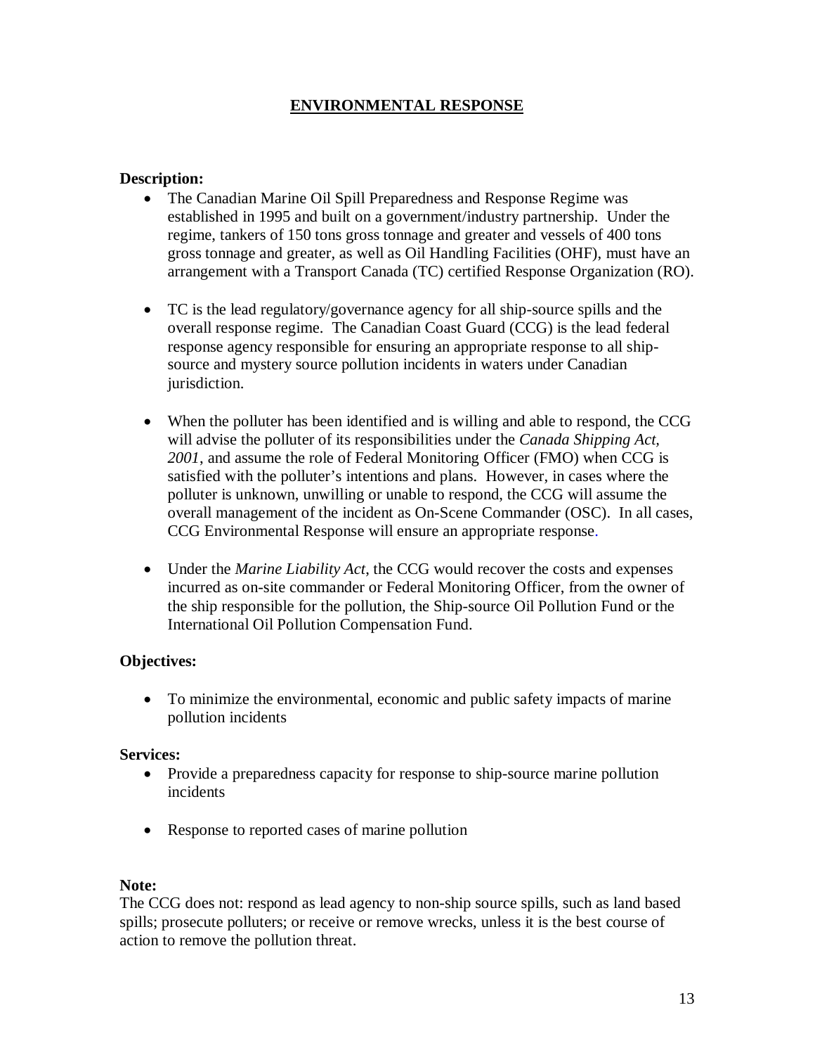# ENVIRONMENTAL RESPONSE

**Description:**

- The Canadian Marine Oil Spill Preparedness and Response Regime was established in 1995 and built on a government/industry partnership. Under the regime, tankers of 150 tons gross tonnage and greater and vessels of 400 tons gross tonnage and greater, as well as Oil Handling Facilities (OHF), must have an arrangement with a Transport Canada (TC) certified Response Organization (RO).

- TC is the lead regulatory/governance agency for all ship-source spills and the overall response regime. The Canadian Coast Guard (CCG) is the lead federal response agency responsible for ensuring an appropriate response to all ship-source and mystery source pollution incidents in waters under Canadian jurisdiction.

- When the polluter has been identified and is willing and able to respond, the CCG will advise the polluter of its responsibilities under the *Canada Shipping Act, 2001*, and assume the role of Federal Monitoring Officer (FMO) when CCG is satisfied with the polluter's intentions and plans. However, in cases where the polluter is unknown, unwilling or unable to respond, the CCG will assume the overall management of the incident as On-Scene Commander (OSC). In all cases, CCG Environmental Response will ensure an appropriate response.

- Under the *Marine Liability Act*, the CCG would recover the costs and expenses incurred as on-site commander or Federal Monitoring Officer, from the owner of the ship responsible for the pollution, the Ship-source Oil Pollution Fund or the International Oil Pollution Compensation Fund.

**Objectives:**

- To minimize the environmental, economic and public safety impacts of marine pollution incidents

**Services:**

- Provide a preparedness capacity for response to ship-source marine pollution incidents

- Response to reported cases of marine pollution

**Note:**

The CCG does not: respond as lead agency to non-ship source spills, such as land based spills; prosecute polluters; or receive or remove wrecks, unless it is the best course of action to remove the pollution threat.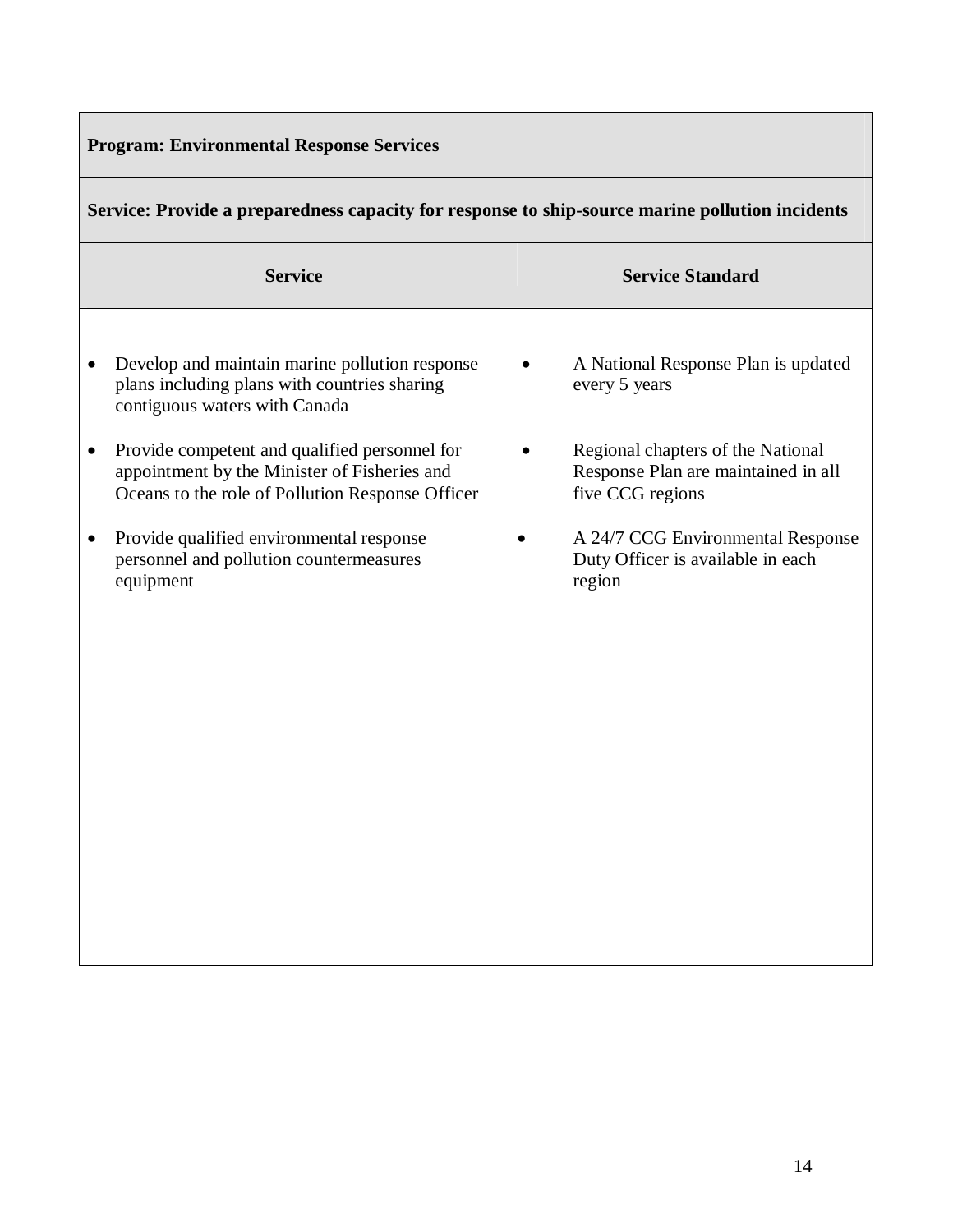| **Program: Environmental Response Services** | |
|---|---|
| **Service: Provide a preparedness capacity for response to ship-source marine pollution incidents** | |
| **Service** | **Service Standard** |
| • Develop and maintain marine pollution response plans including plans with countries sharing contiguous waters with Canada<br><br>• Provide competent and qualified personnel for appointment by the Minister of Fisheries and Oceans to the role of Pollution Response Officer<br><br>• Provide qualified environmental response personnel and pollution countermeasures equipment | • A National Response Plan is updated every 5 years<br><br>• Regional chapters of the National Response Plan are maintained in all five CCG regions<br><br>• A 24/7 CCG Environmental Response Duty Officer is available in each region |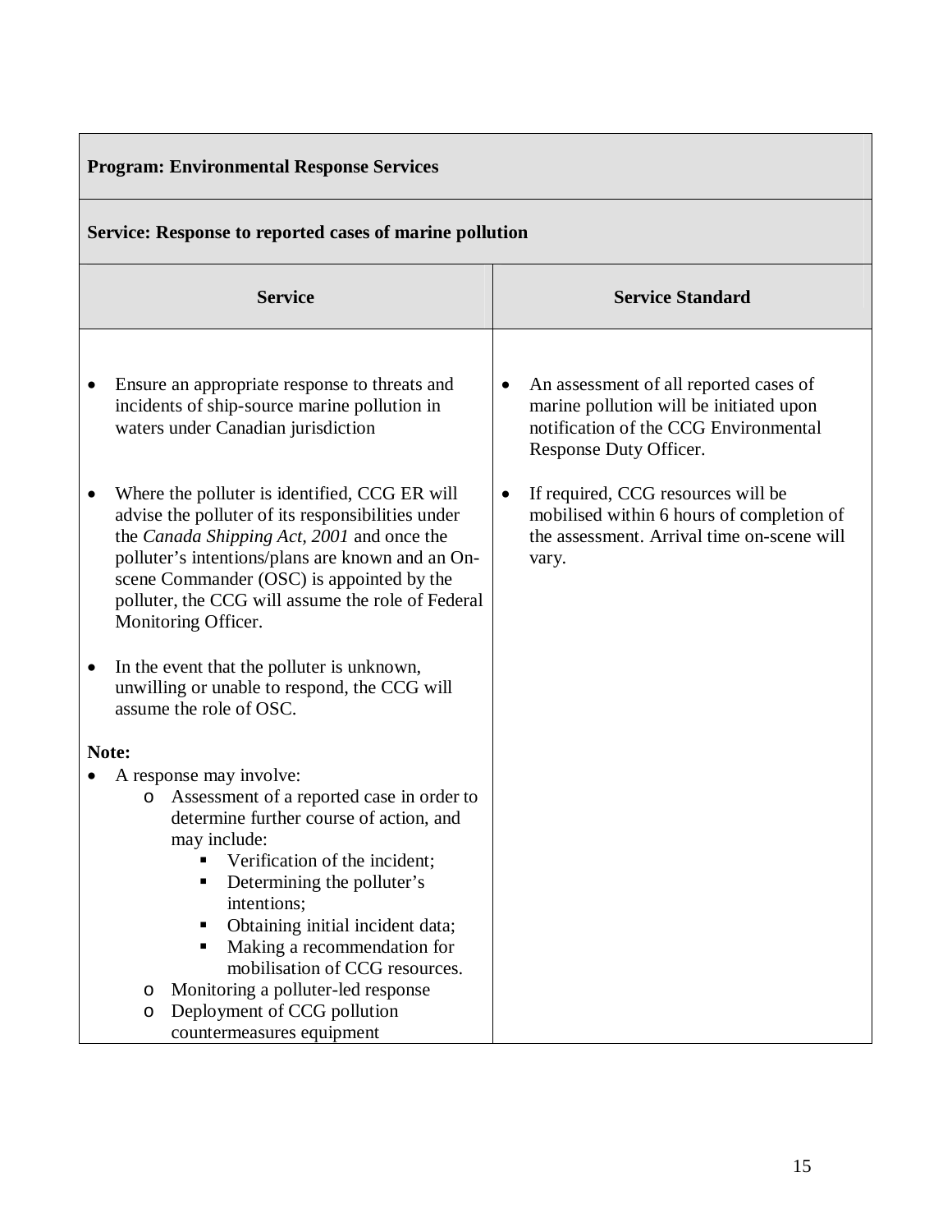| **Program: Environmental Response Services** | |
|---|---|
| **Service: Response to reported cases of marine pollution** | |
| **Service** | **Service Standard** |
| • Ensure an appropriate response to threats and incidents of ship-source marine pollution in waters under Canadian jurisdiction<br><br>• Where the polluter is identified, CCG ER will advise the polluter of its responsibilities under the *Canada Shipping Act, 2001* and once the polluter's intentions/plans are known and an On-scene Commander (OSC) is appointed by the polluter, the CCG will assume the role of Federal Monitoring Officer.<br><br>• In the event that the polluter is unknown, unwilling or unable to respond, the CCG will assume the role of OSC.<br><br>**Note:**<br>• A response may involve:<br>&nbsp;&nbsp;o Assessment of a reported case in order to determine further course of action, and may include:<br>&nbsp;&nbsp;&nbsp;&nbsp;▪ Verification of the incident;<br>&nbsp;&nbsp;&nbsp;&nbsp;▪ Determining the polluter's intentions;<br>&nbsp;&nbsp;&nbsp;&nbsp;▪ Obtaining initial incident data;<br>&nbsp;&nbsp;&nbsp;&nbsp;▪ Making a recommendation for mobilisation of CCG resources.<br>&nbsp;&nbsp;o Monitoring a polluter-led response<br>&nbsp;&nbsp;o Deployment of CCG pollution countermeasures equipment | • An assessment of all reported cases of marine pollution will be initiated upon notification of the CCG Environmental Response Duty Officer.<br><br>• If required, CCG resources will be mobilised within 6 hours of completion of the assessment. Arrival time on-scene will vary. |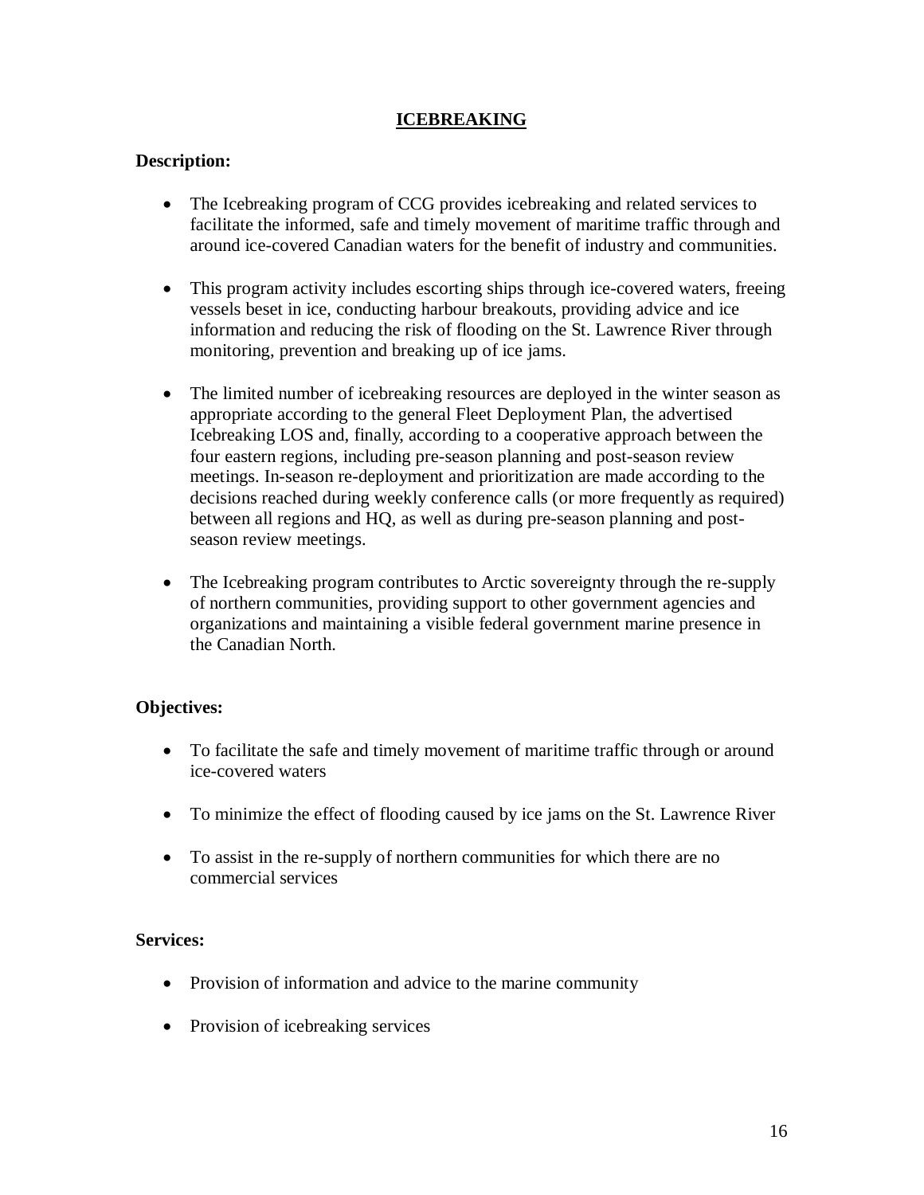## ICEBREAKING

**Description:**

- The Icebreaking program of CCG provides icebreaking and related services to facilitate the informed, safe and timely movement of maritime traffic through and around ice-covered Canadian waters for the benefit of industry and communities.

- This program activity includes escorting ships through ice-covered waters, freeing vessels beset in ice, conducting harbour breakouts, providing advice and ice information and reducing the risk of flooding on the St. Lawrence River through monitoring, prevention and breaking up of ice jams.

- The limited number of icebreaking resources are deployed in the winter season as appropriate according to the general Fleet Deployment Plan, the advertised Icebreaking LOS and, finally, according to a cooperative approach between the four eastern regions, including pre-season planning and post-season review meetings. In-season re-deployment and prioritization are made according to the decisions reached during weekly conference calls (or more frequently as required) between all regions and HQ, as well as during pre-season planning and post-season review meetings.

- The Icebreaking program contributes to Arctic sovereignty through the re-supply of northern communities, providing support to other government agencies and organizations and maintaining a visible federal government marine presence in the Canadian North.

**Objectives:**

- To facilitate the safe and timely movement of maritime traffic through or around ice-covered waters

- To minimize the effect of flooding caused by ice jams on the St. Lawrence River

- To assist in the re-supply of northern communities for which there are no commercial services

**Services:**

- Provision of information and advice to the marine community

- Provision of icebreaking services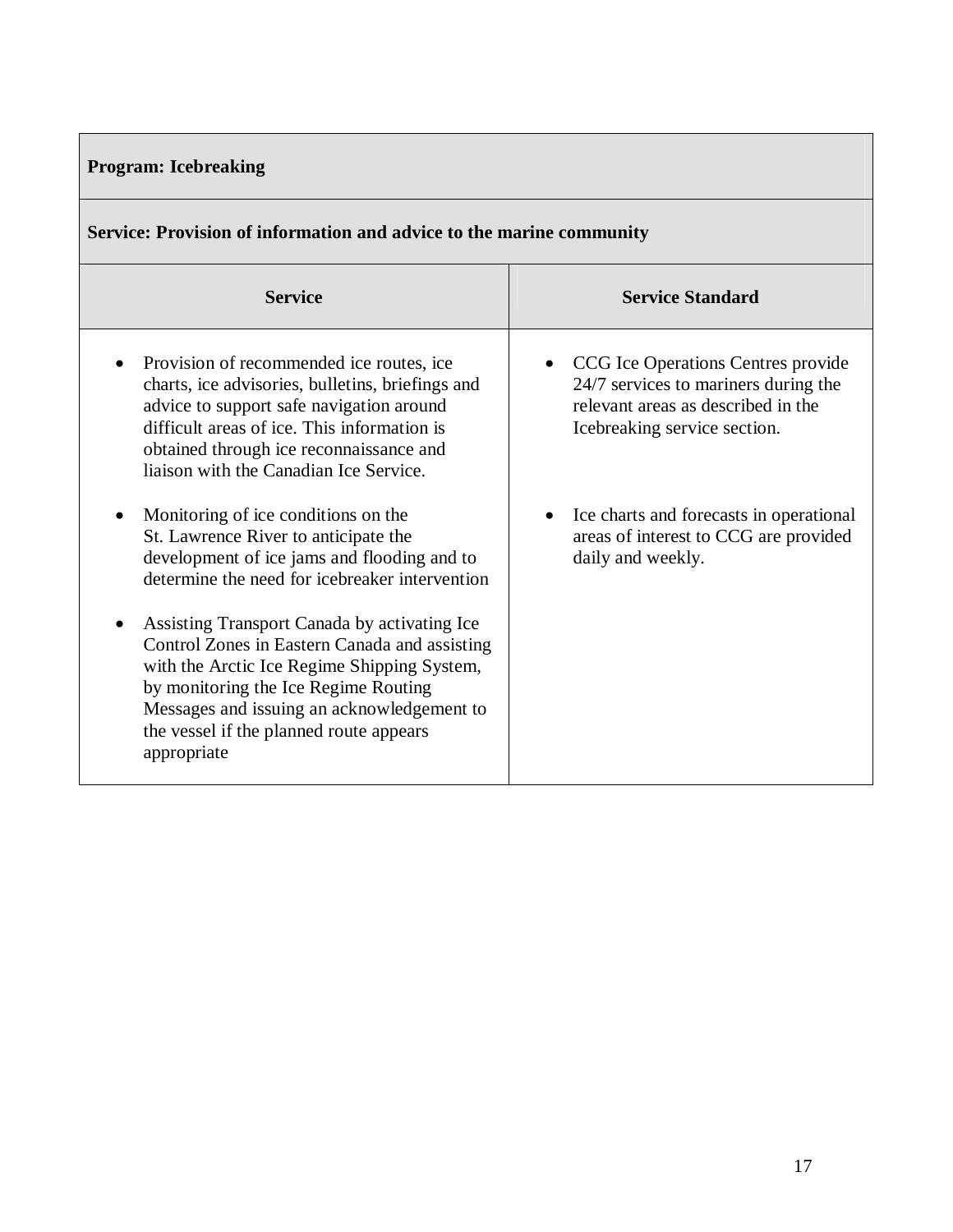| **Program: Icebreaking** | |
|---|---|
| **Service: Provision of information and advice to the marine community** | |
| **Service** | **Service Standard** |
| • Provision of recommended ice routes, ice charts, ice advisories, bulletins, briefings and advice to support safe navigation around difficult areas of ice. This information is obtained through ice reconnaissance and liaison with the Canadian Ice Service.<br><br>• Monitoring of ice conditions on the St. Lawrence River to anticipate the development of ice jams and flooding and to determine the need for icebreaker intervention<br><br>• Assisting Transport Canada by activating Ice Control Zones in Eastern Canada and assisting with the Arctic Ice Regime Shipping System, by monitoring the Ice Regime Routing Messages and issuing an acknowledgement to the vessel if the planned route appears appropriate | • CCG Ice Operations Centres provide 24/7 services to mariners during the relevant areas as described in the Icebreaking service section.<br><br>• Ice charts and forecasts in operational areas of interest to CCG are provided daily and weekly. |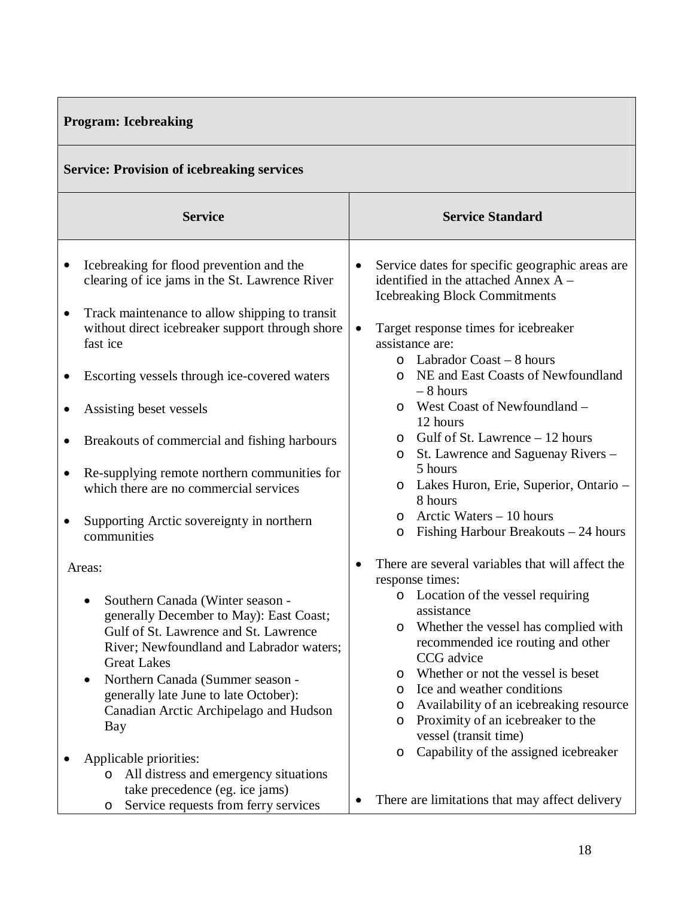| **Program: Icebreaking** | |
|---|---|
| **Service: Provision of icebreaking services** | |
| **Service** | **Service Standard** |
| • Icebreaking for flood prevention and the clearing of ice jams in the St. Lawrence River<br><br>• Track maintenance to allow shipping to transit without direct icebreaker support through shore fast ice<br><br>• Escorting vessels through ice-covered waters<br><br>• Assisting beset vessels<br><br>• Breakouts of commercial and fishing harbours<br><br>• Re-supplying remote northern communities for which there are no commercial services<br><br>• Supporting Arctic sovereignty in northern communities<br><br>Areas:<br><br>• Southern Canada (Winter season - generally December to May): East Coast; Gulf of St. Lawrence and St. Lawrence River; Newfoundland and Labrador waters; Great Lakes<br>• Northern Canada (Summer season - generally late June to late October): Canadian Arctic Archipelago and Hudson Bay<br><br>• Applicable priorities:<br>  o All distress and emergency situations take precedence (eg. ice jams)<br>  o Service requests from ferry services | • Service dates for specific geographic areas are identified in the attached Annex A – Icebreaking Block Commitments<br><br>• Target response times for icebreaker assistance are:<br>  o Labrador Coast – 8 hours<br>  o NE and East Coasts of Newfoundland – 8 hours<br>  o West Coast of Newfoundland – 12 hours<br>  o Gulf of St. Lawrence – 12 hours<br>  o St. Lawrence and Saguenay Rivers – 5 hours<br>  o Lakes Huron, Erie, Superior, Ontario – 8 hours<br>  o Arctic Waters – 10 hours<br>  o Fishing Harbour Breakouts – 24 hours<br><br>• There are several variables that will affect the response times:<br>  o Location of the vessel requiring assistance<br>  o Whether the vessel has complied with recommended ice routing and other CCG advice<br>  o Whether or not the vessel is beset<br>  o Ice and weather conditions<br>  o Availability of an icebreaking resource<br>  o Proximity of an icebreaker to the vessel (transit time)<br>  o Capability of the assigned icebreaker<br><br>• There are limitations that may affect delivery |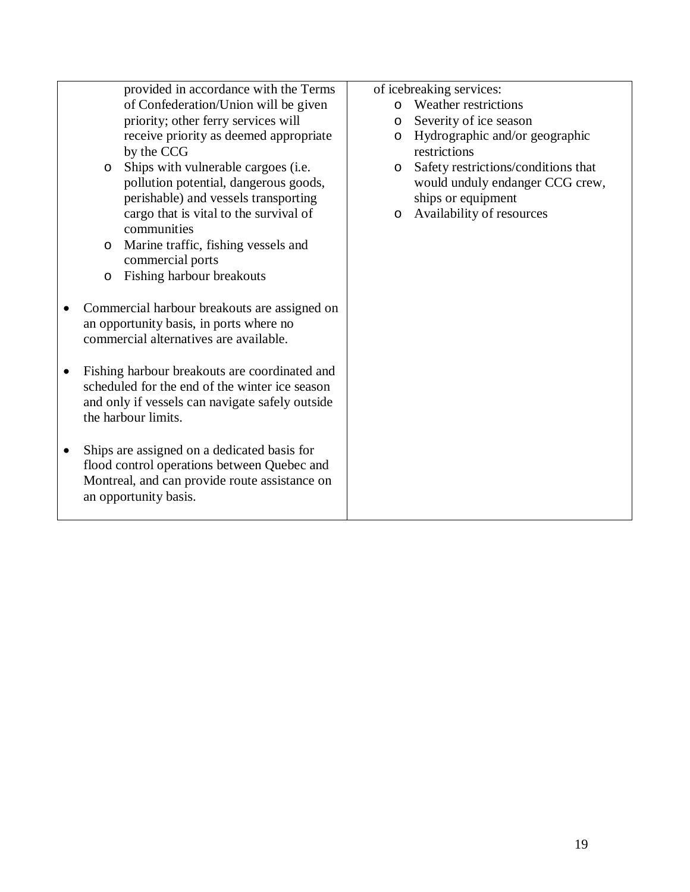| | |
|---|---|
| provided in accordance with the Terms of Confederation/Union will be given priority; other ferry services will receive priority as deemed appropriate by the CCG<br>o Ships with vulnerable cargoes (i.e. pollution potential, dangerous goods, perishable) and vessels transporting cargo that is vital to the survival of communities<br>o Marine traffic, fishing vessels and commercial ports<br>o Fishing harbour breakouts<br><br>• Commercial harbour breakouts are assigned on an opportunity basis, in ports where no commercial alternatives are available.<br><br>• Fishing harbour breakouts are coordinated and scheduled for the end of the winter ice season and only if vessels can navigate safely outside the harbour limits.<br><br>• Ships are assigned on a dedicated basis for flood control operations between Quebec and Montreal, and can provide route assistance on an opportunity basis. | of icebreaking services:<br>o Weather restrictions<br>o Severity of ice season<br>o Hydrographic and/or geographic restrictions<br>o Safety restrictions/conditions that would unduly endanger CCG crew, ships or equipment<br>o Availability of resources |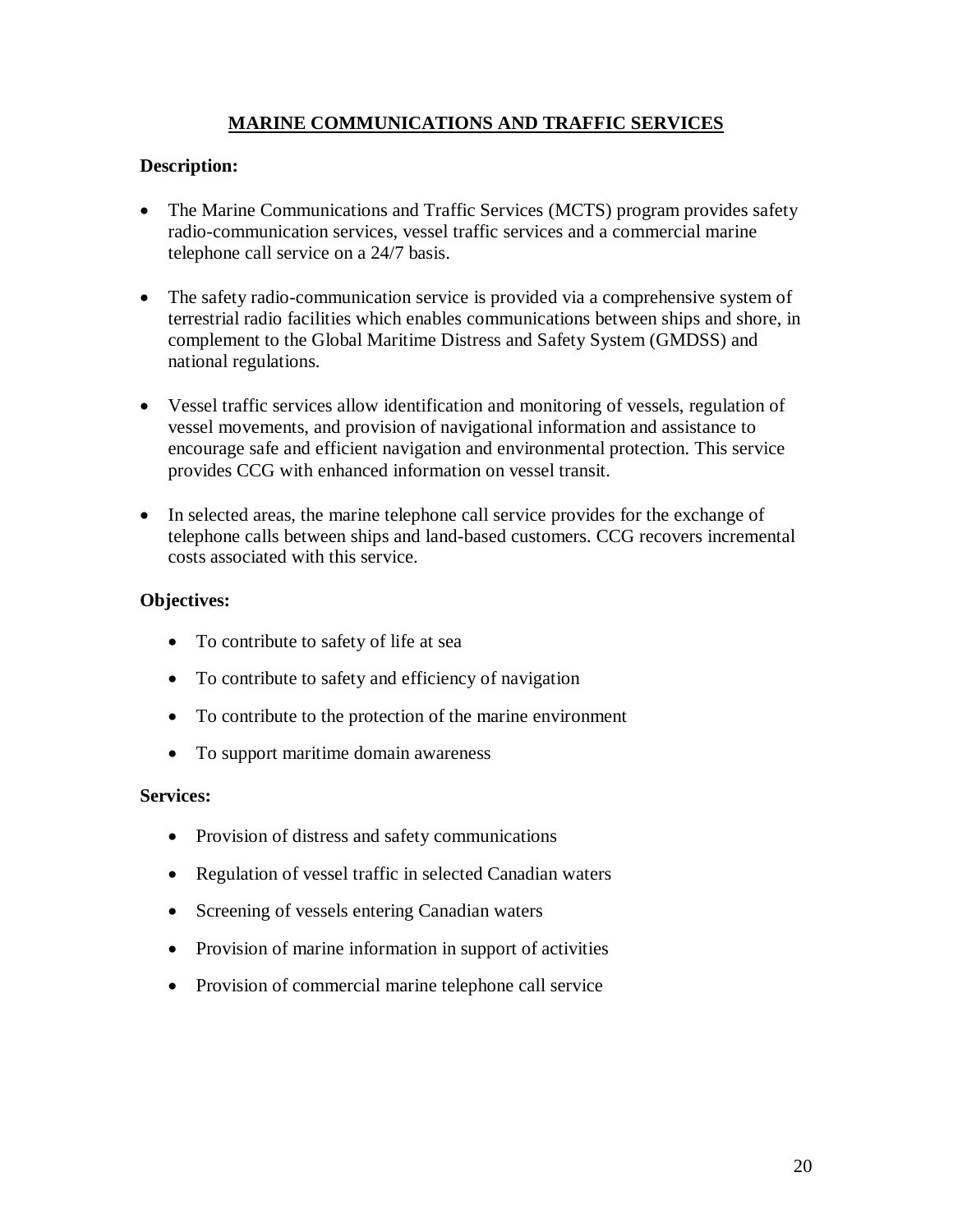## MARINE COMMUNICATIONS AND TRAFFIC SERVICES

**Description:**

- The Marine Communications and Traffic Services (MCTS) program provides safety radio-communication services, vessel traffic services and a commercial marine telephone call service on a 24/7 basis.

- The safety radio-communication service is provided via a comprehensive system of terrestrial radio facilities which enables communications between ships and shore, in complement to the Global Maritime Distress and Safety System (GMDSS) and national regulations.

- Vessel traffic services allow identification and monitoring of vessels, regulation of vessel movements, and provision of navigational information and assistance to encourage safe and efficient navigation and environmental protection. This service provides CCG with enhanced information on vessel transit.

- In selected areas, the marine telephone call service provides for the exchange of telephone calls between ships and land-based customers. CCG recovers incremental costs associated with this service.

**Objectives:**

- To contribute to safety of life at sea
- To contribute to safety and efficiency of navigation
- To contribute to the protection of the marine environment
- To support maritime domain awareness

**Services:**

- Provision of distress and safety communications
- Regulation of vessel traffic in selected Canadian waters
- Screening of vessels entering Canadian waters
- Provision of marine information in support of activities
- Provision of commercial marine telephone call service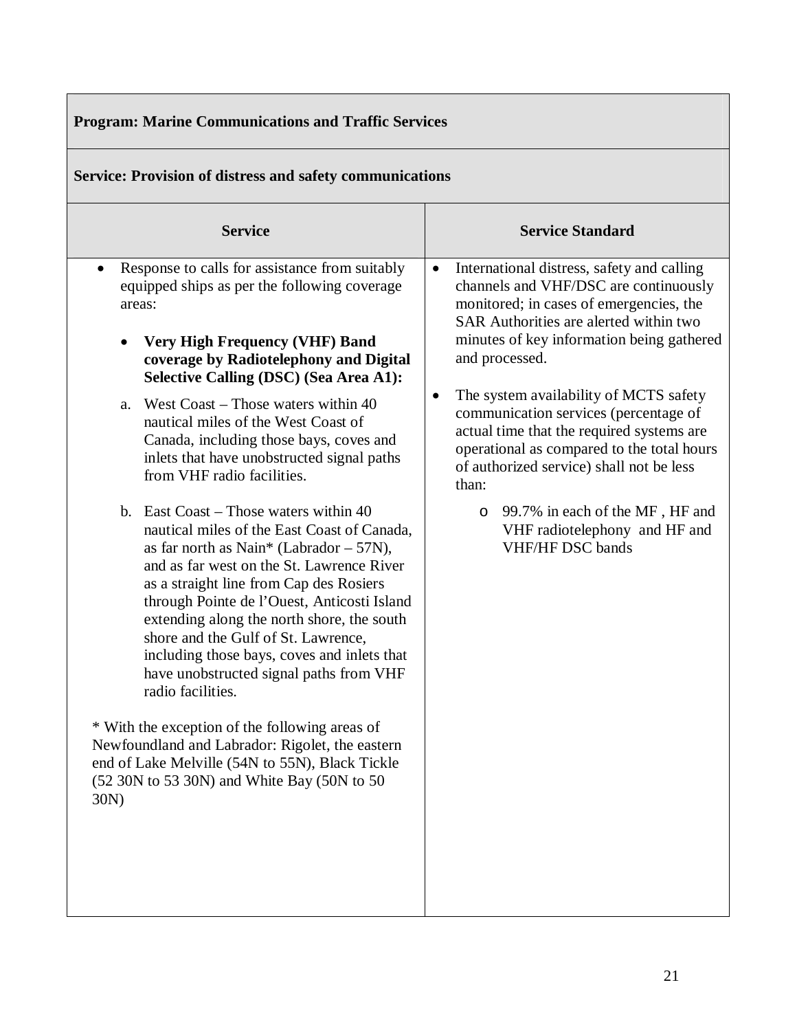| **Program: Marine Communications and Traffic Services** | |
|---|---|
| **Service: Provision of distress and safety communications** | |
| **Service** | **Service Standard** |
| • Response to calls for assistance from suitably equipped ships as per the following coverage areas:<br><br>• **Very High Frequency (VHF) Band coverage by Radiotelephony and Digital Selective Calling (DSC) (Sea Area A1):**<br><br>a. West Coast – Those waters within 40 nautical miles of the West Coast of Canada, including those bays, coves and inlets that have unobstructed signal paths from VHF radio facilities.<br><br>b. East Coast – Those waters within 40 nautical miles of the East Coast of Canada, as far north as Nain* (Labrador – 57N), and as far west on the St. Lawrence River as a straight line from Cap des Rosiers through Pointe de l'Ouest, Anticosti Island extending along the north shore, the south shore and the Gulf of St. Lawrence, including those bays, coves and inlets that have unobstructed signal paths from VHF radio facilities.<br><br>* With the exception of the following areas of Newfoundland and Labrador: Rigolet, the eastern end of Lake Melville (54N to 55N), Black Tickle (52 30N to 53 30N) and White Bay (50N to 50 30N) | • International distress, safety and calling channels and VHF/DSC are continuously monitored; in cases of emergencies, the SAR Authorities are alerted within two minutes of key information being gathered and processed.<br><br>• The system availability of MCTS safety communication services (percentage of actual time that the required systems are operational as compared to the total hours of authorized service) shall not be less than:<br><br>o 99.7% in each of the MF , HF and VHF radiotelephony and HF and VHF/HF DSC bands |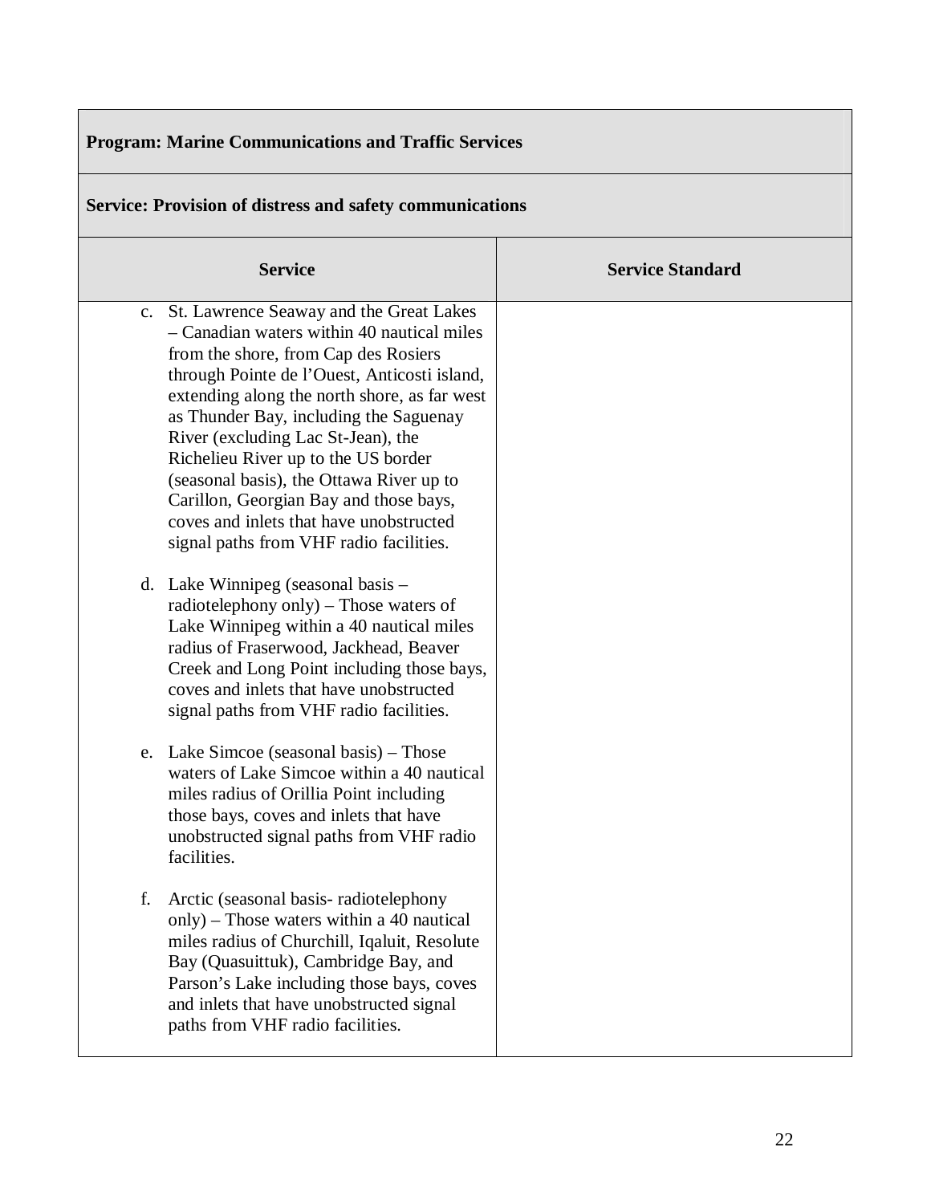| Program: Marine Communications and Traffic Services | |
|---|---|
| **Service: Provision of distress and safety communications** | |
| **Service** | **Service Standard** |
| c. St. Lawrence Seaway and the Great Lakes – Canadian waters within 40 nautical miles from the shore, from Cap des Rosiers through Pointe de l'Ouest, Anticosti island, extending along the north shore, as far west as Thunder Bay, including the Saguenay River (excluding Lac St-Jean), the Richelieu River up to the US border (seasonal basis), the Ottawa River up to Carillon, Georgian Bay and those bays, coves and inlets that have unobstructed signal paths from VHF radio facilities.<br><br>d. Lake Winnipeg (seasonal basis – radiotelephony only) – Those waters of Lake Winnipeg within a 40 nautical miles radius of Fraserwood, Jackhead, Beaver Creek and Long Point including those bays, coves and inlets that have unobstructed signal paths from VHF radio facilities.<br><br>e. Lake Simcoe (seasonal basis) – Those waters of Lake Simcoe within a 40 nautical miles radius of Orillia Point including those bays, coves and inlets that have unobstructed signal paths from VHF radio facilities.<br><br>f. Arctic (seasonal basis- radiotelephony only) – Those waters within a 40 nautical miles radius of Churchill, Iqaluit, Resolute Bay (Quasuittuk), Cambridge Bay, and Parson's Lake including those bays, coves and inlets that have unobstructed signal paths from VHF radio facilities. | |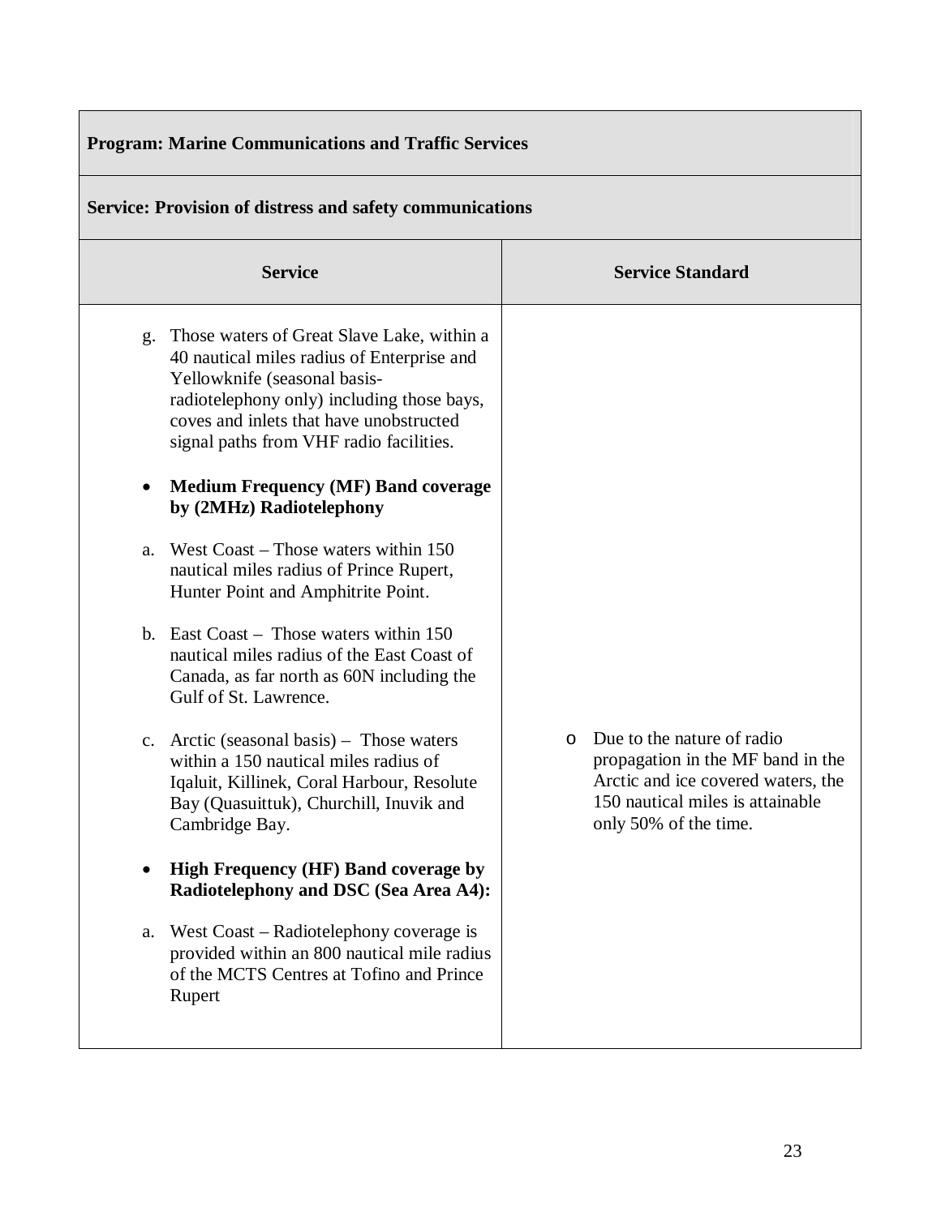| **Program: Marine Communications and Traffic Services** | |
|---|---|
| **Service: Provision of distress and safety communications** | |
| **Service** | **Service Standard** |
| g. Those waters of Great Slave Lake, within a 40 nautical miles radius of Enterprise and Yellowknife (seasonal basis-radiotelephony only) including those bays, coves and inlets that have unobstructed signal paths from VHF radio facilities.<br><br>• **Medium Frequency (MF) Band coverage by (2MHz) Radiotelephony**<br><br>a. West Coast – Those waters within 150 nautical miles radius of Prince Rupert, Hunter Point and Amphitrite Point.<br><br>b. East Coast – Those waters within 150 nautical miles radius of the East Coast of Canada, as far north as 60N including the Gulf of St. Lawrence.<br><br>c. Arctic (seasonal basis) – Those waters within a 150 nautical miles radius of Iqaluit, Killinek, Coral Harbour, Resolute Bay (Quasuittuk), Churchill, Inuvik and Cambridge Bay.<br><br>• **High Frequency (HF) Band coverage by Radiotelephony and DSC (Sea Area A4):**<br><br>a. West Coast – Radiotelephony coverage is provided within an 800 nautical mile radius of the MCTS Centres at Tofino and Prince Rupert | o Due to the nature of radio propagation in the MF band in the Arctic and ice covered waters, the 150 nautical miles is attainable only 50% of the time. |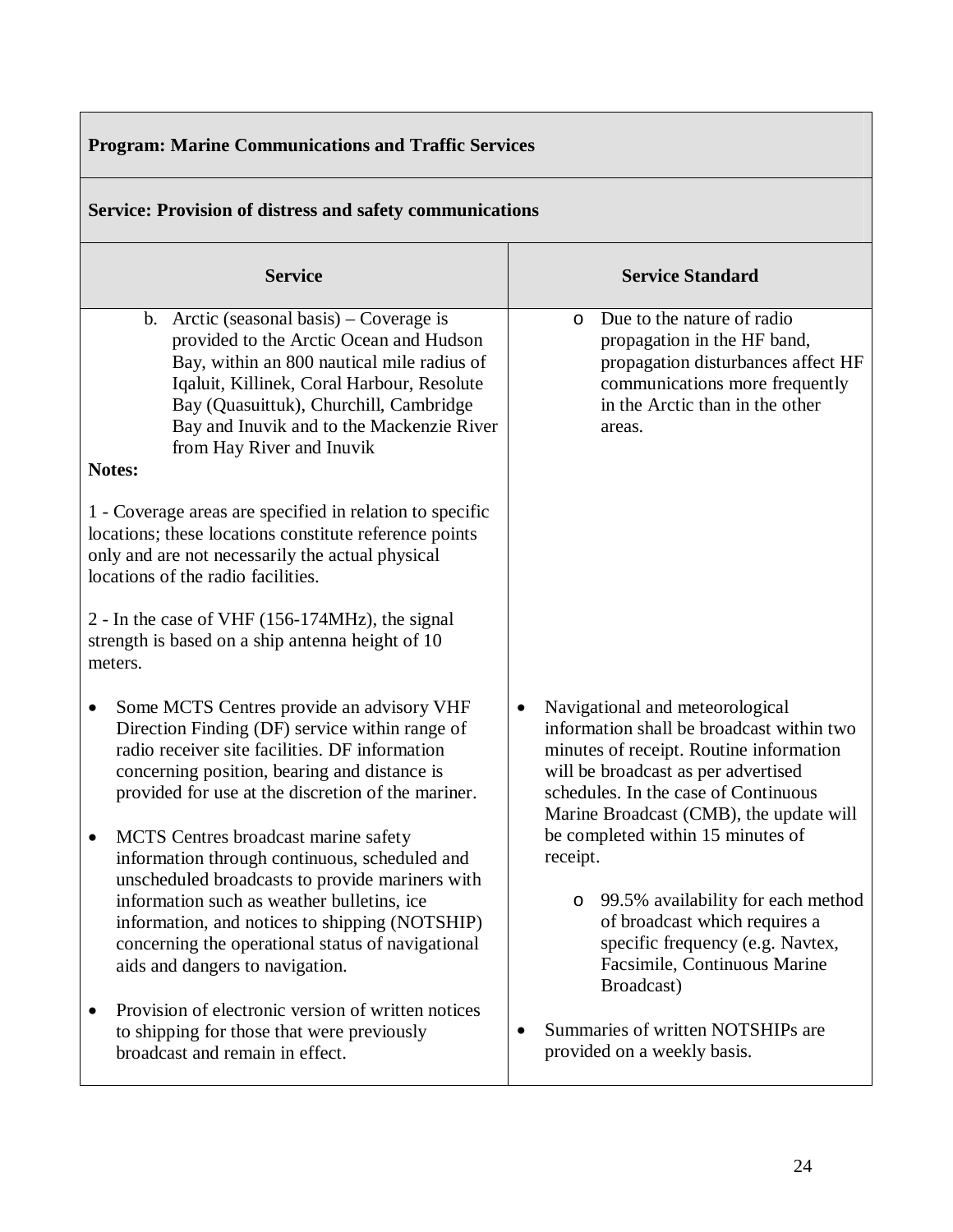| **Program: Marine Communications and Traffic Services** | |
|---|---|
| **Service: Provision of distress and safety communications** | |
| **Service** | **Service Standard** |
| b. Arctic (seasonal basis) – Coverage is provided to the Arctic Ocean and Hudson Bay, within an 800 nautical mile radius of Iqaluit, Killinek, Coral Harbour, Resolute Bay (Quasuittuk), Churchill, Cambridge Bay and Inuvik and to the Mackenzie River from Hay River and Inuvik<br><br>**Notes:**<br><br>1 - Coverage areas are specified in relation to specific locations; these locations constitute reference points only and are not necessarily the actual physical locations of the radio facilities.<br><br>2 - In the case of VHF (156-174MHz), the signal strength is based on a ship antenna height of 10 meters. | ○ Due to the nature of radio propagation in the HF band, propagation disturbances affect HF communications more frequently in the Arctic than in the other areas. |
| • Some MCTS Centres provide an advisory VHF Direction Finding (DF) service within range of radio receiver site facilities. DF information concerning position, bearing and distance is provided for use at the discretion of the mariner.<br><br>• MCTS Centres broadcast marine safety information through continuous, scheduled and unscheduled broadcasts to provide mariners with information such as weather bulletins, ice information, and notices to shipping (NOTSHIP) concerning the operational status of navigational aids and dangers to navigation.<br><br>• Provision of electronic version of written notices to shipping for those that were previously broadcast and remain in effect. | • Navigational and meteorological information shall be broadcast within two minutes of receipt. Routine information will be broadcast as per advertised schedules. In the case of Continuous Marine Broadcast (CMB), the update will be completed within 15 minutes of receipt.<br><br>○ 99.5% availability for each method of broadcast which requires a specific frequency (e.g. Navtex, Facsimile, Continuous Marine Broadcast)<br><br>• Summaries of written NOTSHIPs are provided on a weekly basis. |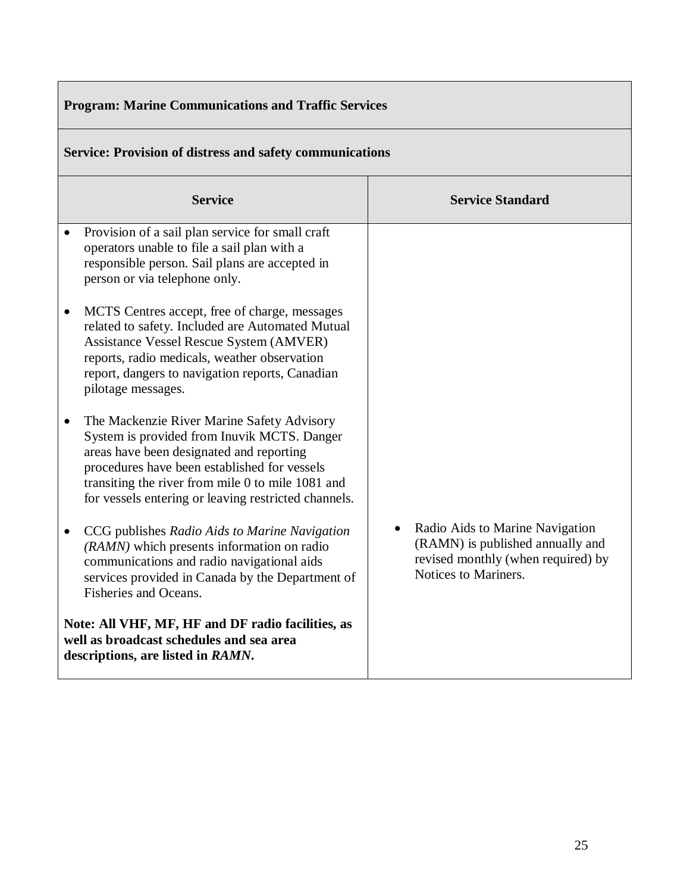| **Program: Marine Communications and Traffic Services** | |
|---|---|
| **Service: Provision of distress and safety communications** | |
| **Service** | **Service Standard** |
| • Provision of a sail plan service for small craft operators unable to file a sail plan with a responsible person. Sail plans are accepted in person or via telephone only.<br><br>• MCTS Centres accept, free of charge, messages related to safety. Included are Automated Mutual Assistance Vessel Rescue System (AMVER) reports, radio medicals, weather observation report, dangers to navigation reports, Canadian pilotage messages.<br><br>• The Mackenzie River Marine Safety Advisory System is provided from Inuvik MCTS. Danger areas have been designated and reporting procedures have been established for vessels transiting the river from mile 0 to mile 1081 and for vessels entering or leaving restricted channels.<br><br>• CCG publishes *Radio Aids to Marine Navigation (RAMN)* which presents information on radio communications and radio navigational aids services provided in Canada by the Department of Fisheries and Oceans.<br><br>**Note: All VHF, MF, HF and DF radio facilities, as well as broadcast schedules and sea area descriptions, are listed in *RAMN*.** | • Radio Aids to Marine Navigation (RAMN) is published annually and revised monthly (when required) by Notices to Mariners. |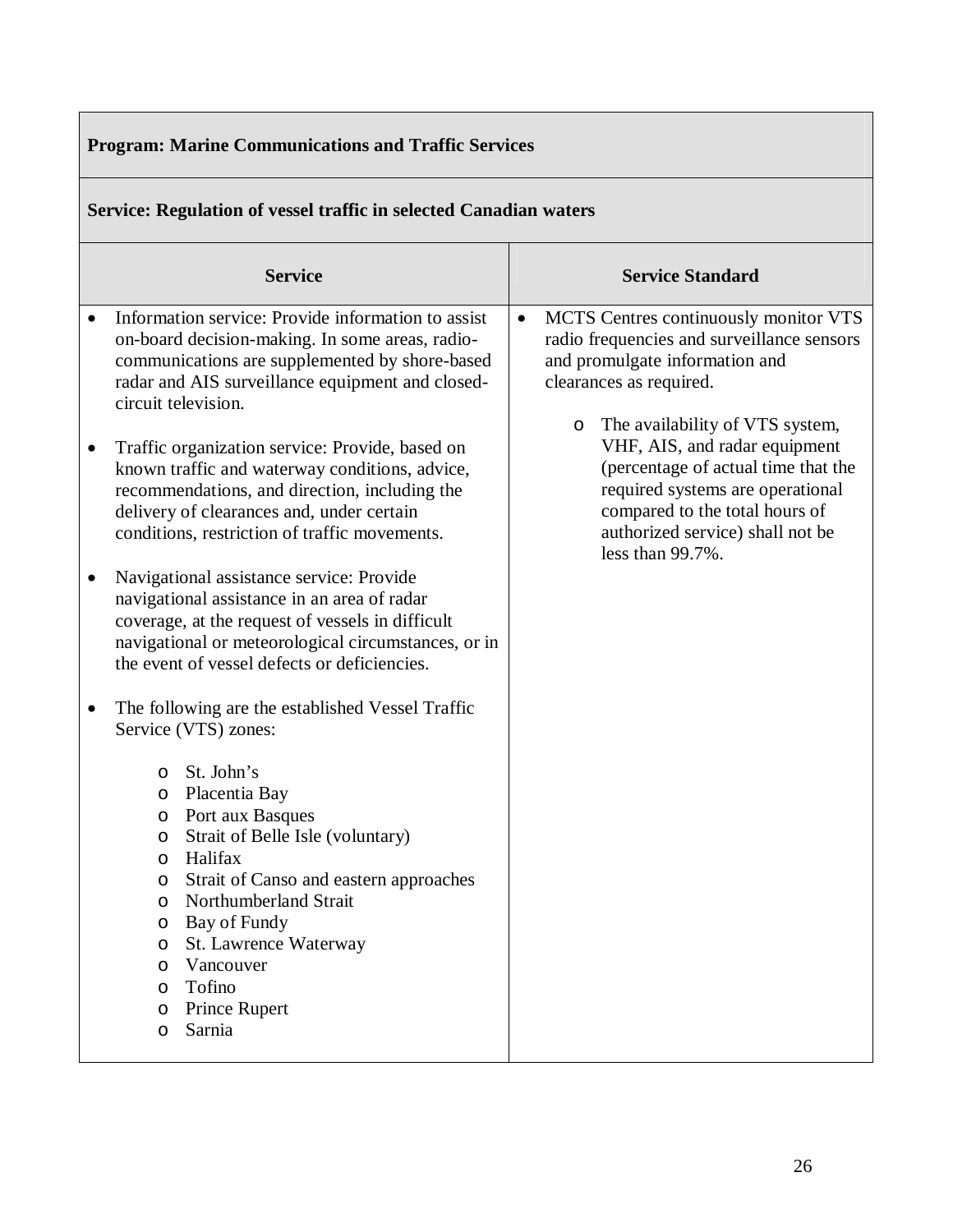| **Program: Marine Communications and Traffic Services** | |
|---|---|
| **Service: Regulation of vessel traffic in selected Canadian waters** | |
| **Service** | **Service Standard** |
| • Information service: Provide information to assist on-board decision-making. In some areas, radio-communications are supplemented by shore-based radar and AIS surveillance equipment and closed-circuit television.<br><br>• Traffic organization service: Provide, based on known traffic and waterway conditions, advice, recommendations, and direction, including the delivery of clearances and, under certain conditions, restriction of traffic movements.<br><br>• Navigational assistance service: Provide navigational assistance in an area of radar coverage, at the request of vessels in difficult navigational or meteorological circumstances, or in the event of vessel defects or deficiencies.<br><br>• The following are the established Vessel Traffic Service (VTS) zones:<br>  ○ St. John's<br>  ○ Placentia Bay<br>  ○ Port aux Basques<br>  ○ Strait of Belle Isle (voluntary)<br>  ○ Halifax<br>  ○ Strait of Canso and eastern approaches<br>  ○ Northumberland Strait<br>  ○ Bay of Fundy<br>  ○ St. Lawrence Waterway<br>  ○ Vancouver<br>  ○ Tofino<br>  ○ Prince Rupert<br>  ○ Sarnia | • MCTS Centres continuously monitor VTS radio frequencies and surveillance sensors and promulgate information and clearances as required.<br>  ○ The availability of VTS system, VHF, AIS, and radar equipment (percentage of actual time that the required systems are operational compared to the total hours of authorized service) shall not be less than 99.7%. |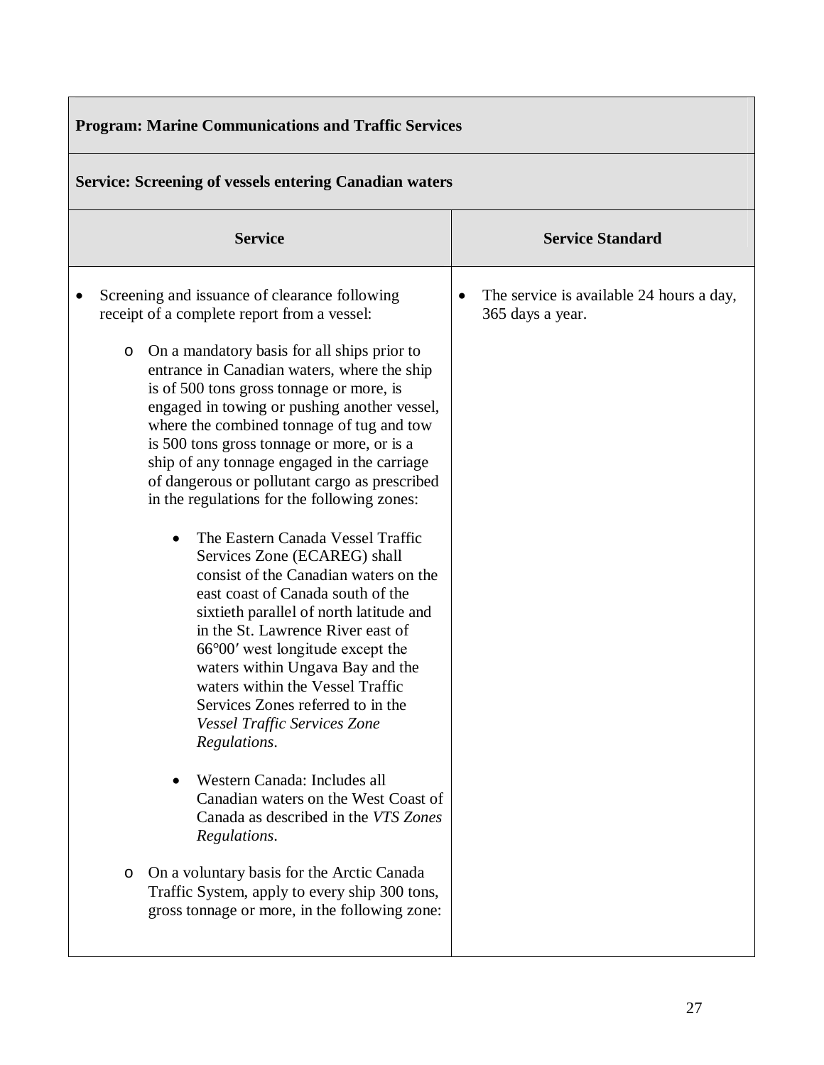| **Program: Marine Communications and Traffic Services** | |
|---|---|
| **Service: Screening of vessels entering Canadian waters** | |
| **Service** | **Service Standard** |
| • Screening and issuance of clearance following receipt of a complete report from a vessel:<br><br>o On a mandatory basis for all ships prior to entrance in Canadian waters, where the ship is of 500 tons gross tonnage or more, is engaged in towing or pushing another vessel, where the combined tonnage of tug and tow is 500 tons gross tonnage or more, or is a ship of any tonnage engaged in the carriage of dangerous or pollutant cargo as prescribed in the regulations for the following zones:<br><br>• The Eastern Canada Vessel Traffic Services Zone (ECAREG) shall consist of the Canadian waters on the east coast of Canada south of the sixtieth parallel of north latitude and in the St. Lawrence River east of 66°00′ west longitude except the waters within Ungava Bay and the waters within the Vessel Traffic Services Zones referred to in the *Vessel Traffic Services Zone Regulations*.<br><br>• Western Canada: Includes all Canadian waters on the West Coast of Canada as described in the *VTS Zones Regulations*.<br><br>o On a voluntary basis for the Arctic Canada Traffic System, apply to every ship 300 tons, gross tonnage or more, in the following zone: | • The service is available 24 hours a day, 365 days a year. |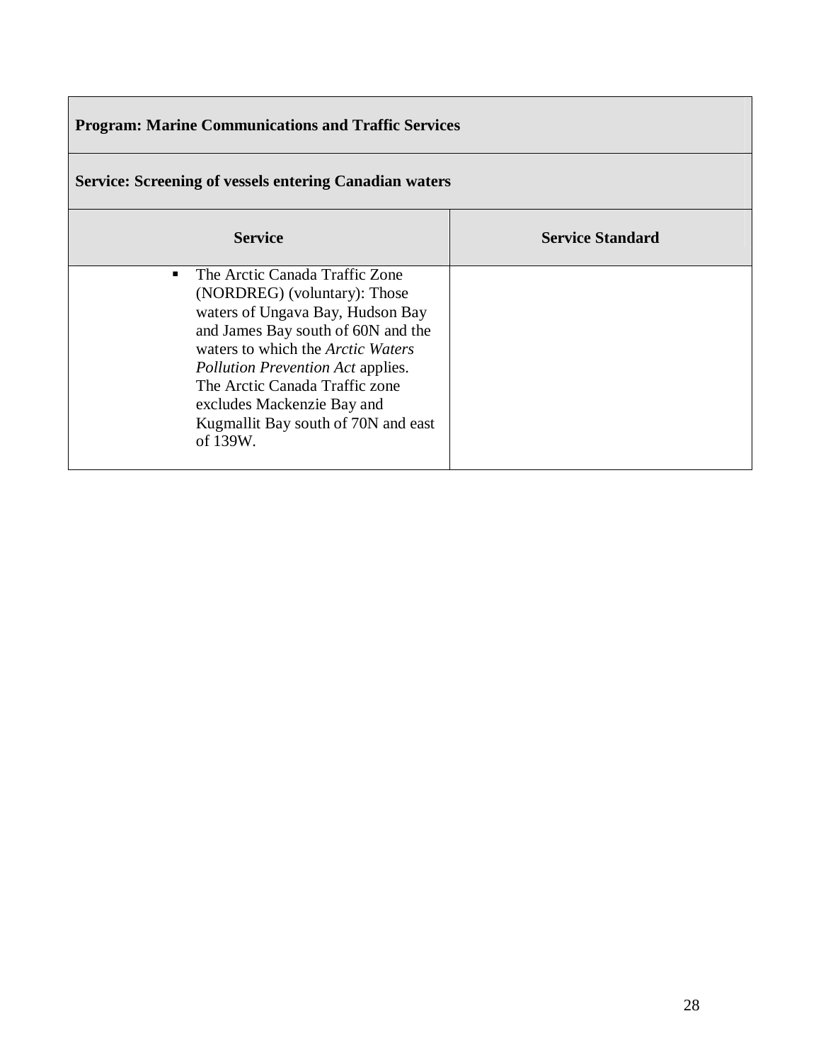| **Program: Marine Communications and Traffic Services** | |
|---|---|
| **Service: Screening of vessels entering Canadian waters** | |
| **Service** | **Service Standard** |
| ▪ The Arctic Canada Traffic Zone (NORDREG) (voluntary): Those waters of Ungava Bay, Hudson Bay and James Bay south of 60N and the waters to which the *Arctic Waters Pollution Prevention Act* applies. The Arctic Canada Traffic zone excludes Mackenzie Bay and Kugmallit Bay south of 70N and east of 139W. | |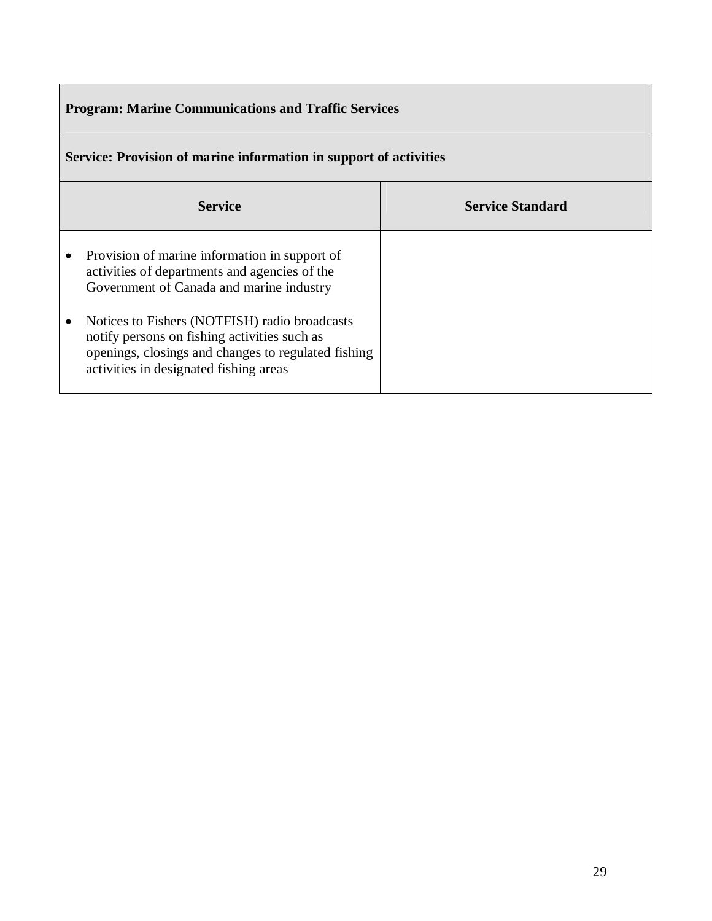| Program: Marine Communications and Traffic Services | |
|---|---|
| **Service: Provision of marine information in support of activities** | |
| **Service** | **Service Standard** |
| • Provision of marine information in support of activities of departments and agencies of the Government of Canada and marine industry<br><br>• Notices to Fishers (NOTFISH) radio broadcasts notify persons on fishing activities such as openings, closings and changes to regulated fishing activities in designated fishing areas | |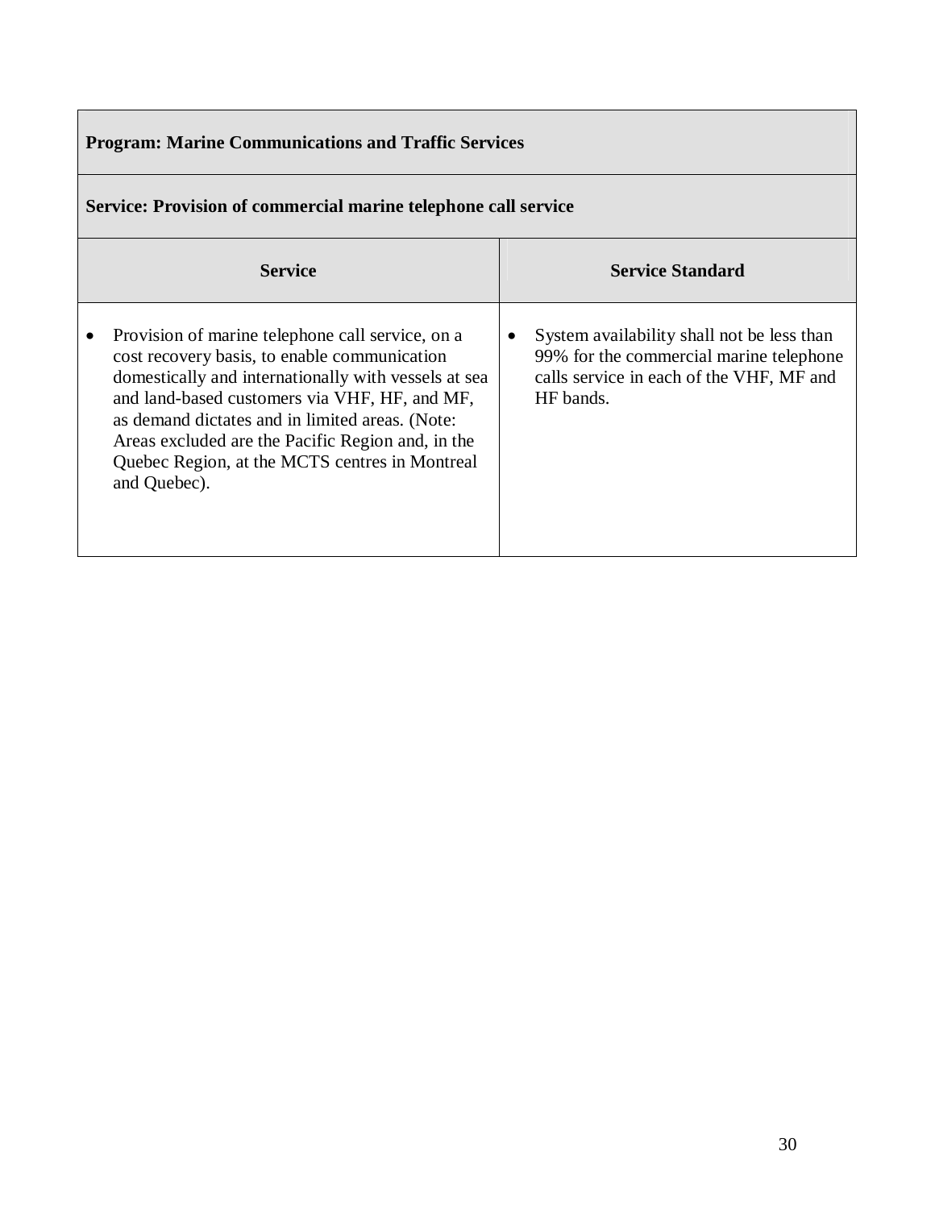| **Program: Marine Communications and Traffic Services** | |
|---|---|
| **Service: Provision of commercial marine telephone call service** | |
| **Service** | **Service Standard** |
| • Provision of marine telephone call service, on a cost recovery basis, to enable communication domestically and internationally with vessels at sea and land-based customers via VHF, HF, and MF, as demand dictates and in limited areas. (Note: Areas excluded are the Pacific Region and, in the Quebec Region, at the MCTS centres in Montreal and Quebec). | • System availability shall not be less than 99% for the commercial marine telephone calls service in each of the VHF, MF and HF bands. |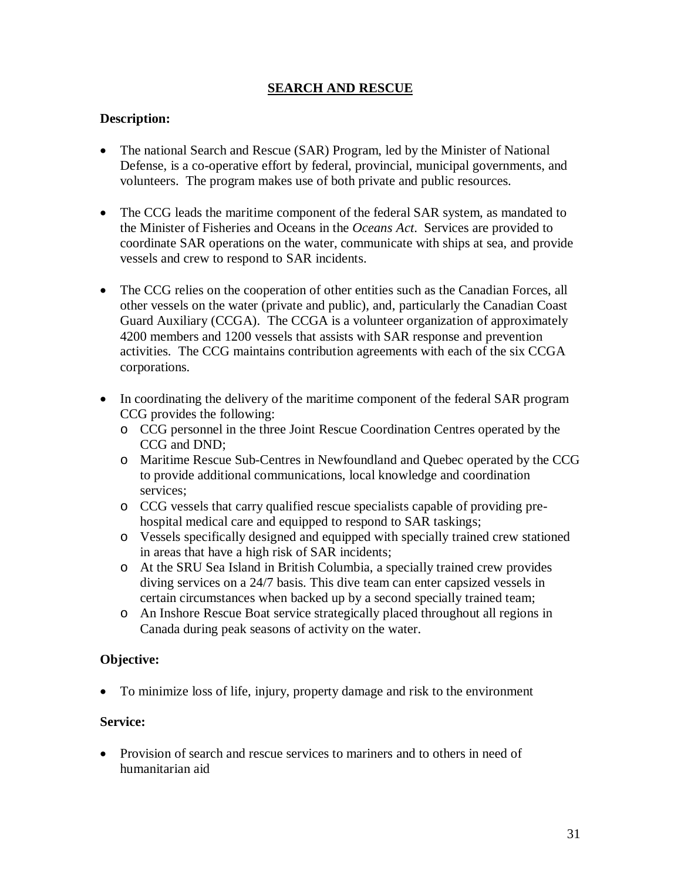## SEARCH AND RESCUE

**Description:**

- The national Search and Rescue (SAR) Program, led by the Minister of National Defense, is a co-operative effort by federal, provincial, municipal governments, and volunteers. The program makes use of both private and public resources.

- The CCG leads the maritime component of the federal SAR system, as mandated to the Minister of Fisheries and Oceans in the *Oceans Act*. Services are provided to coordinate SAR operations on the water, communicate with ships at sea, and provide vessels and crew to respond to SAR incidents.

- The CCG relies on the cooperation of other entities such as the Canadian Forces, all other vessels on the water (private and public), and, particularly the Canadian Coast Guard Auxiliary (CCGA). The CCGA is a volunteer organization of approximately 4200 members and 1200 vessels that assists with SAR response and prevention activities. The CCG maintains contribution agreements with each of the six CCGA corporations.

- In coordinating the delivery of the maritime component of the federal SAR program CCG provides the following:
  - CCG personnel in the three Joint Rescue Coordination Centres operated by the CCG and DND;
  - Maritime Rescue Sub-Centres in Newfoundland and Quebec operated by the CCG to provide additional communications, local knowledge and coordination services;
  - CCG vessels that carry qualified rescue specialists capable of providing pre-hospital medical care and equipped to respond to SAR taskings;
  - Vessels specifically designed and equipped with specially trained crew stationed in areas that have a high risk of SAR incidents;
  - At the SRU Sea Island in British Columbia, a specially trained crew provides diving services on a 24/7 basis. This dive team can enter capsized vessels in certain circumstances when backed up by a second specially trained team;
  - An Inshore Rescue Boat service strategically placed throughout all regions in Canada during peak seasons of activity on the water.

**Objective:**

- To minimize loss of life, injury, property damage and risk to the environment

**Service:**

- Provision of search and rescue services to mariners and to others in need of humanitarian aid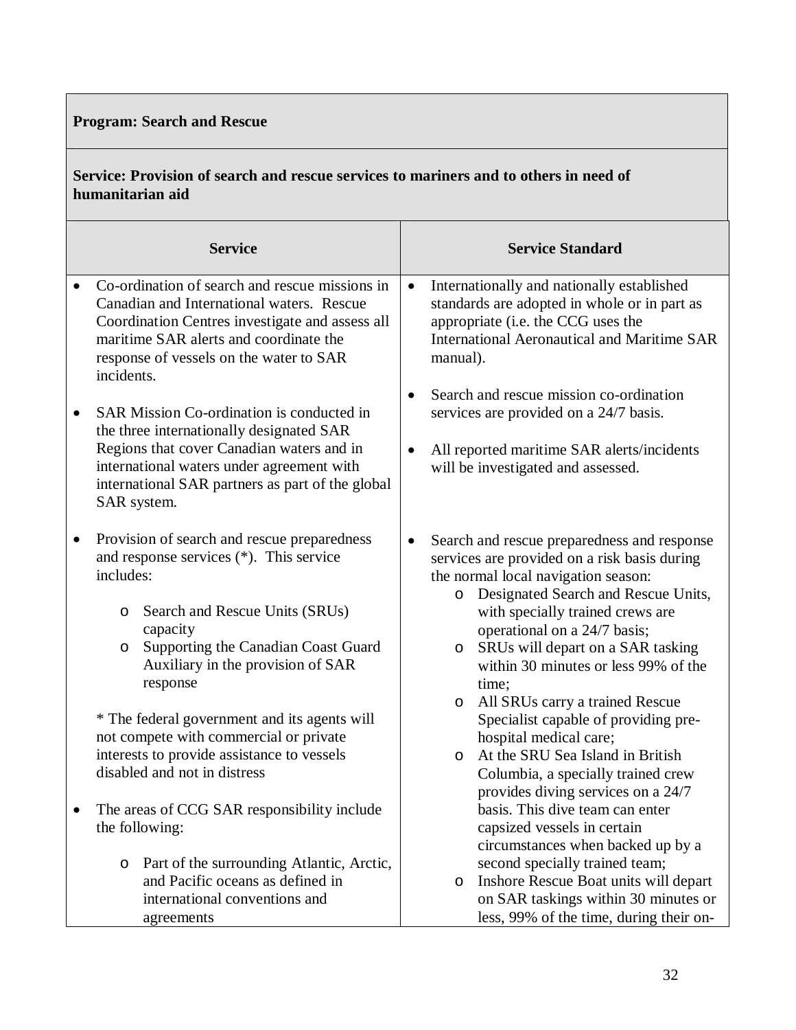**Program: Search and Rescue**

**Service: Provision of search and rescue services to mariners and to others in need of humanitarian aid**

| Service | Service Standard |
|---|---|
| • Co-ordination of search and rescue missions in Canadian and International waters. Rescue Coordination Centres investigate and assess all maritime SAR alerts and coordinate the response of vessels on the water to SAR incidents.<br><br>• SAR Mission Co-ordination is conducted in the three internationally designated SAR Regions that cover Canadian waters and in international waters under agreement with international SAR partners as part of the global SAR system. | • Internationally and nationally established standards are adopted in whole or in part as appropriate (i.e. the CCG uses the International Aeronautical and Maritime SAR manual).<br><br>• Search and rescue mission co-ordination services are provided on a 24/7 basis.<br><br>• All reported maritime SAR alerts/incidents will be investigated and assessed. |
| • Provision of search and rescue preparedness and response services (*). This service includes:<br>&nbsp;&nbsp;&nbsp;&nbsp;o Search and Rescue Units (SRUs) capacity<br>&nbsp;&nbsp;&nbsp;&nbsp;o Supporting the Canadian Coast Guard Auxiliary in the provision of SAR response<br><br>* The federal government and its agents will not compete with commercial or private interests to provide assistance to vessels disabled and not in distress<br><br>• The areas of CCG SAR responsibility include the following:<br>&nbsp;&nbsp;&nbsp;&nbsp;o Part of the surrounding Atlantic, Arctic, and Pacific oceans as defined in international conventions and agreements | • Search and rescue preparedness and response services are provided on a risk basis during the normal local navigation season:<br>&nbsp;&nbsp;&nbsp;&nbsp;o Designated Search and Rescue Units, with specially trained crews are operational on a 24/7 basis;<br>&nbsp;&nbsp;&nbsp;&nbsp;o SRUs will depart on a SAR tasking within 30 minutes or less 99% of the time;<br>&nbsp;&nbsp;&nbsp;&nbsp;o All SRUs carry a trained Rescue Specialist capable of providing pre-hospital medical care;<br>&nbsp;&nbsp;&nbsp;&nbsp;o At the SRU Sea Island in British Columbia, a specially trained crew provides diving services on a 24/7 basis. This dive team can enter capsized vessels in certain circumstances when backed up by a second specially trained team;<br>&nbsp;&nbsp;&nbsp;&nbsp;o Inshore Rescue Boat units will depart on SAR taskings within 30 minutes or less, 99% of the time, during their on- |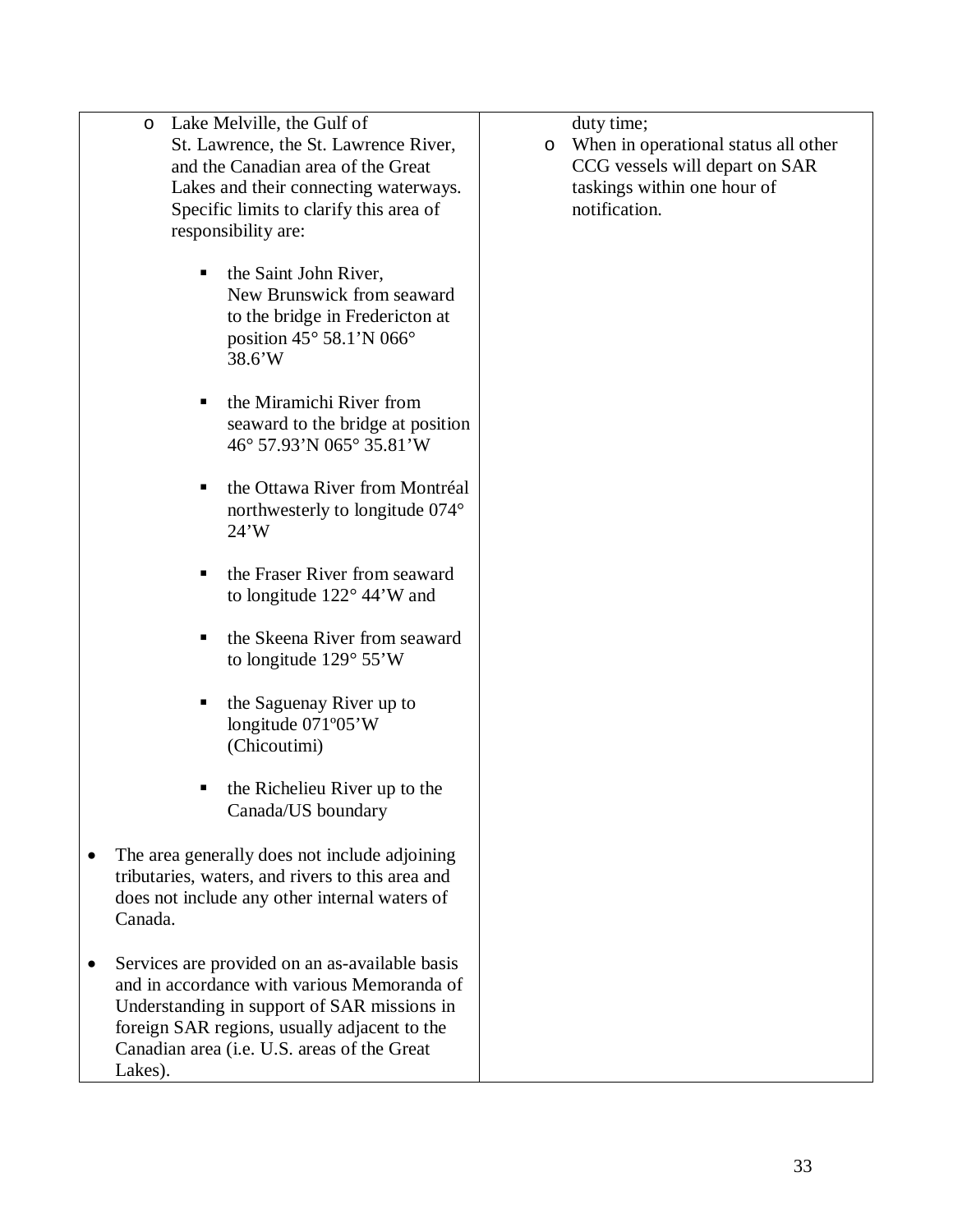| | |
|---|---|
| <ul><li>Lake Melville, the Gulf of St. Lawrence, the St. Lawrence River, and the Canadian area of the Great Lakes and their connecting waterways. Specific limits to clarify this area of responsibility are:<ul><li>the Saint John River, New Brunswick from seaward to the bridge in Fredericton at position 45° 58.1'N 066° 38.6'W</li><li>the Miramichi River from seaward to the bridge at position 46° 57.93'N 065° 35.81'W</li><li>the Ottawa River from Montréal northwesterly to longitude 074° 24'W</li><li>the Fraser River from seaward to longitude 122° 44'W and</li><li>the Skeena River from seaward to longitude 129° 55'W</li><li>the Saguenay River up to longitude 071º05'W (Chicoutimi)</li><li>the Richelieu River up to the Canada/US boundary</li></ul></li></ul><ul><li>The area generally does not include adjoining tributaries, waters, and rivers to this area and does not include any other internal waters of Canada.</li><li>Services are provided on an as-available basis and in accordance with various Memoranda of Understanding in support of SAR missions in foreign SAR regions, usually adjacent to the Canadian area (i.e. U.S. areas of the Great Lakes).</li></ul> | duty time;<ul><li>When in operational status all other CCG vessels will depart on SAR taskings within one hour of notification.</li></ul> |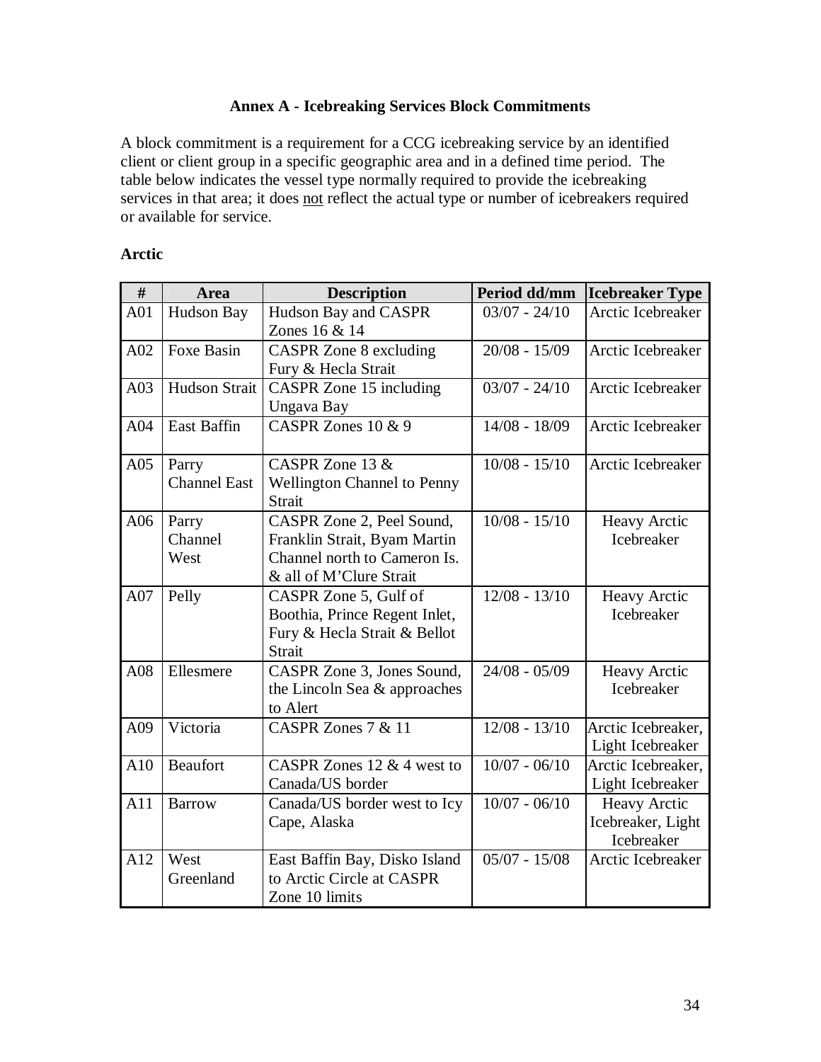# Annex A - Icebreaking Services Block Commitments

A block commitment is a requirement for a CCG icebreaking service by an identified client or client group in a specific geographic area and in a defined time period. The table below indicates the vessel type normally required to provide the icebreaking services in that area; it does not reflect the actual type or number of icebreakers required or available for service.

## Arctic

| # | Area | Description | Period dd/mm | Icebreaker Type |
|---|---|---|---|---|
| A01 | Hudson Bay | Hudson Bay and CASPR Zones 16 & 14 | 03/07 - 24/10 | Arctic Icebreaker |
| A02 | Foxe Basin | CASPR Zone 8 excluding Fury & Hecla Strait | 20/08 - 15/09 | Arctic Icebreaker |
| A03 | Hudson Strait | CASPR Zone 15 including Ungava Bay | 03/07 - 24/10 | Arctic Icebreaker |
| A04 | East Baffin | CASPR Zones 10 & 9 | 14/08 - 18/09 | Arctic Icebreaker |
| A05 | Parry Channel East | CASPR Zone 13 & Wellington Channel to Penny Strait | 10/08 - 15/10 | Arctic Icebreaker |
| A06 | Parry Channel West | CASPR Zone 2, Peel Sound, Franklin Strait, Byam Martin Channel north to Cameron Is. & all of M'Clure Strait | 10/08 - 15/10 | Heavy Arctic Icebreaker |
| A07 | Pelly | CASPR Zone 5, Gulf of Boothia, Prince Regent Inlet, Fury & Hecla Strait & Bellot Strait | 12/08 - 13/10 | Heavy Arctic Icebreaker |
| A08 | Ellesmere | CASPR Zone 3, Jones Sound, the Lincoln Sea & approaches to Alert | 24/08 - 05/09 | Heavy Arctic Icebreaker |
| A09 | Victoria | CASPR Zones 7 & 11 | 12/08 - 13/10 | Arctic Icebreaker, Light Icebreaker |
| A10 | Beaufort | CASPR Zones 12 & 4 west to Canada/US border | 10/07 - 06/10 | Arctic Icebreaker, Light Icebreaker |
| A11 | Barrow | Canada/US border west to Icy Cape, Alaska | 10/07 - 06/10 | Heavy Arctic Icebreaker, Light Icebreaker |
| A12 | West Greenland | East Baffin Bay, Disko Island to Arctic Circle at CASPR Zone 10 limits | 05/07 - 15/08 | Arctic Icebreaker |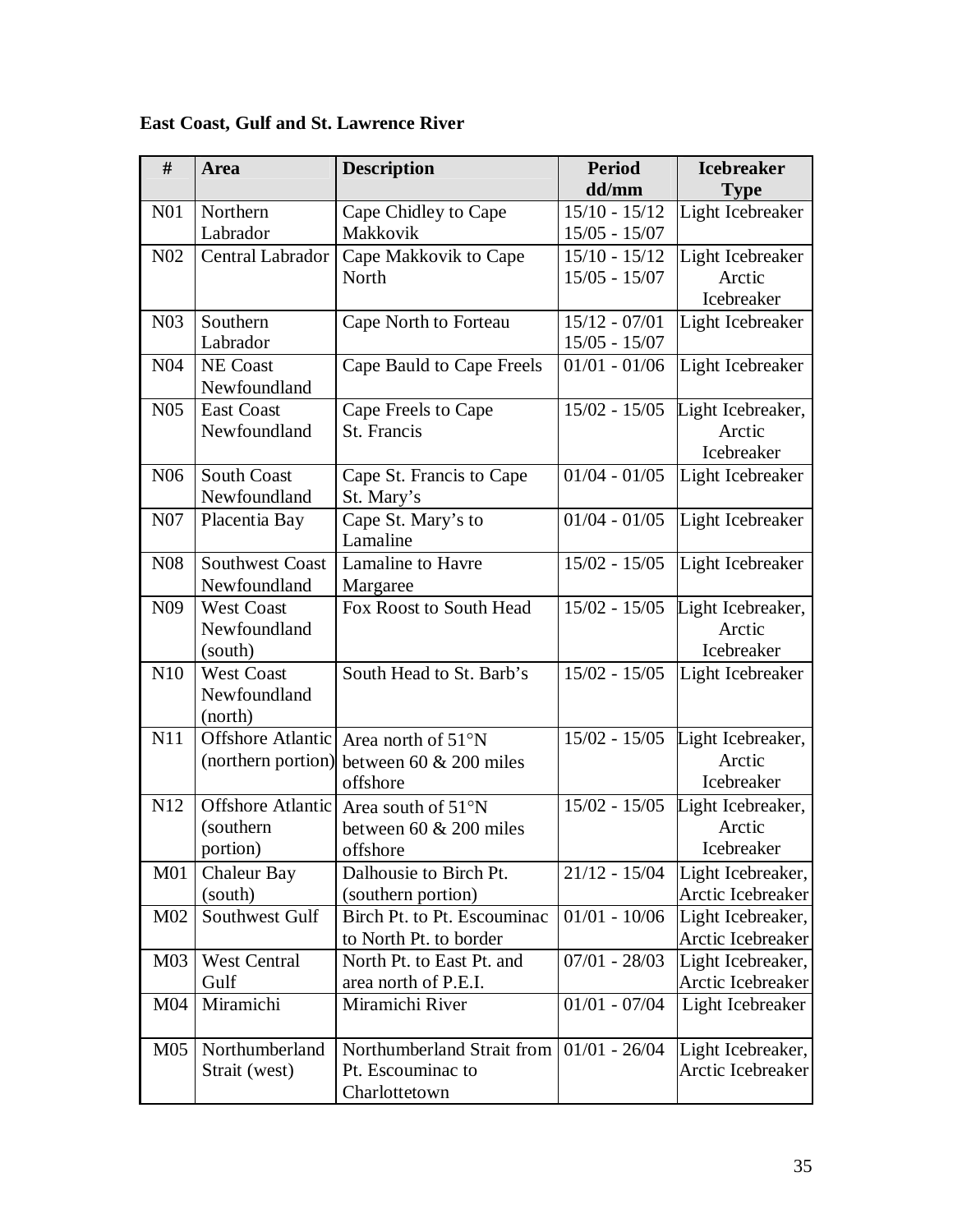**East Coast, Gulf and St. Lawrence River**

| # | Area | Description | Period dd/mm | Icebreaker Type |
|---|---|---|---|---|
| N01 | Northern Labrador | Cape Chidley to Cape Makkovik | 15/10 - 15/12<br>15/05 - 15/07 | Light Icebreaker |
| N02 | Central Labrador | Cape Makkovik to Cape North | 15/10 - 15/12<br>15/05 - 15/07 | Light Icebreaker<br>Arctic Icebreaker |
| N03 | Southern Labrador | Cape North to Forteau | 15/12 - 07/01<br>15/05 - 15/07 | Light Icebreaker |
| N04 | NE Coast Newfoundland | Cape Bauld to Cape Freels | 01/01 - 01/06 | Light Icebreaker |
| N05 | East Coast Newfoundland | Cape Freels to Cape St. Francis | 15/02 - 15/05 | Light Icebreaker, Arctic Icebreaker |
| N06 | South Coast Newfoundland | Cape St. Francis to Cape St. Mary's | 01/04 - 01/05 | Light Icebreaker |
| N07 | Placentia Bay | Cape St. Mary's to Lamaline | 01/04 - 01/05 | Light Icebreaker |
| N08 | Southwest Coast Newfoundland | Lamaline to Havre Margaree | 15/02 - 15/05 | Light Icebreaker |
| N09 | West Coast Newfoundland (south) | Fox Roost to South Head | 15/02 - 15/05 | Light Icebreaker, Arctic Icebreaker |
| N10 | West Coast Newfoundland (north) | South Head to St. Barb's | 15/02 - 15/05 | Light Icebreaker |
| N11 | Offshore Atlantic (northern portion) | Area north of 51°N between 60 & 200 miles offshore | 15/02 - 15/05 | Light Icebreaker, Arctic Icebreaker |
| N12 | Offshore Atlantic (southern portion) | Area south of 51°N between 60 & 200 miles offshore | 15/02 - 15/05 | Light Icebreaker, Arctic Icebreaker |
| M01 | Chaleur Bay (south) | Dalhousie to Birch Pt. (southern portion) | 21/12 - 15/04 | Light Icebreaker, Arctic Icebreaker |
| M02 | Southwest Gulf | Birch Pt. to Pt. Escouminac to North Pt. to border | 01/01 - 10/06 | Light Icebreaker, Arctic Icebreaker |
| M03 | West Central Gulf | North Pt. to East Pt. and area north of P.E.I. | 07/01 - 28/03 | Light Icebreaker, Arctic Icebreaker |
| M04 | Miramichi | Miramichi River | 01/01 - 07/04 | Light Icebreaker |
| M05 | Northumberland Strait (west) | Northumberland Strait from Pt. Escouminac to Charlottetown | 01/01 - 26/04 | Light Icebreaker, Arctic Icebreaker |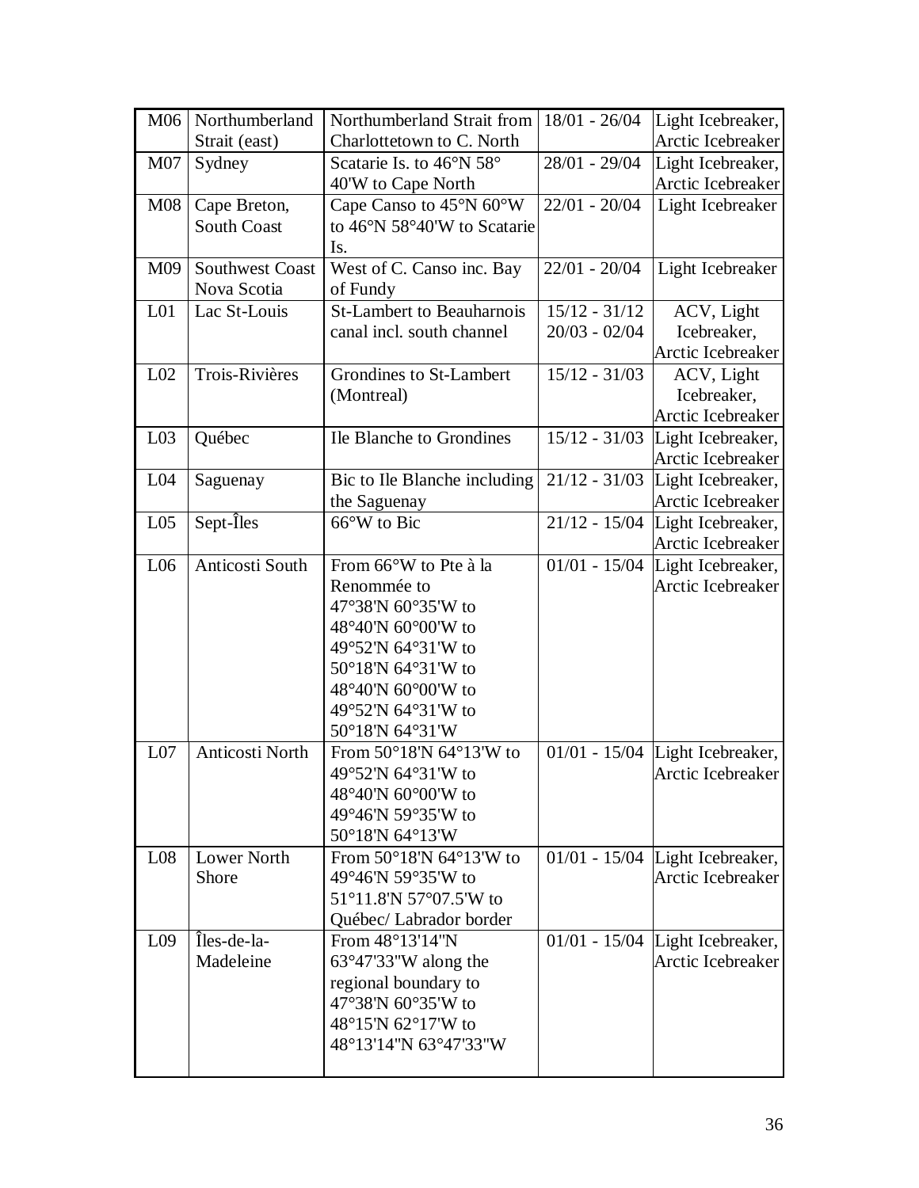| M06 | Northumberland Strait (east) | Northumberland Strait from Charlottetown to C. North | 18/01 - 26/04 | Light Icebreaker, Arctic Icebreaker |
|---|---|---|---|---|
| M07 | Sydney | Scatarie Is. to 46°N 58° 40'W to Cape North | 28/01 - 29/04 | Light Icebreaker, Arctic Icebreaker |
| M08 | Cape Breton, South Coast | Cape Canso to 45°N 60°W to 46°N 58°40'W to Scatarie Is. | 22/01 - 20/04 | Light Icebreaker |
| M09 | Southwest Coast Nova Scotia | West of C. Canso inc. Bay of Fundy | 22/01 - 20/04 | Light Icebreaker |
| L01 | Lac St-Louis | St-Lambert to Beauharnois canal incl. south channel | 15/12 - 31/12 20/03 - 02/04 | ACV, Light Icebreaker, Arctic Icebreaker |
| L02 | Trois-Rivières | Grondines to St-Lambert (Montreal) | 15/12 - 31/03 | ACV, Light Icebreaker, Arctic Icebreaker |
| L03 | Québec | Ile Blanche to Grondines | 15/12 - 31/03 | Light Icebreaker, Arctic Icebreaker |
| L04 | Saguenay | Bic to Ile Blanche including the Saguenay | 21/12 - 31/03 | Light Icebreaker, Arctic Icebreaker |
| L05 | Sept-Îles | 66°W to Bic | 21/12 - 15/04 | Light Icebreaker, Arctic Icebreaker |
| L06 | Anticosti South | From 66°W to Pte à la Renommée to 47°38'N 60°35'W to 48°40'N 60°00'W to 49°52'N 64°31'W to 50°18'N 64°31'W to 48°40'N 60°00'W to 49°52'N 64°31'W to 50°18'N 64°31'W | 01/01 - 15/04 | Light Icebreaker, Arctic Icebreaker |
| L07 | Anticosti North | From 50°18'N 64°13'W to 49°52'N 64°31'W to 48°40'N 60°00'W to 49°46'N 59°35'W to 50°18'N 64°13'W | 01/01 - 15/04 | Light Icebreaker, Arctic Icebreaker |
| L08 | Lower North Shore | From 50°18'N 64°13'W to 49°46'N 59°35'W to 51°11.8'N 57°07.5'W to Québec/ Labrador border | 01/01 - 15/04 | Light Icebreaker, Arctic Icebreaker |
| L09 | Îles-de-la-Madeleine | From 48°13'14"N 63°47'33"W along the regional boundary to 47°38'N 60°35'W to 48°15'N 62°17'W to 48°13'14"N 63°47'33"W | 01/01 - 15/04 | Light Icebreaker, Arctic Icebreaker |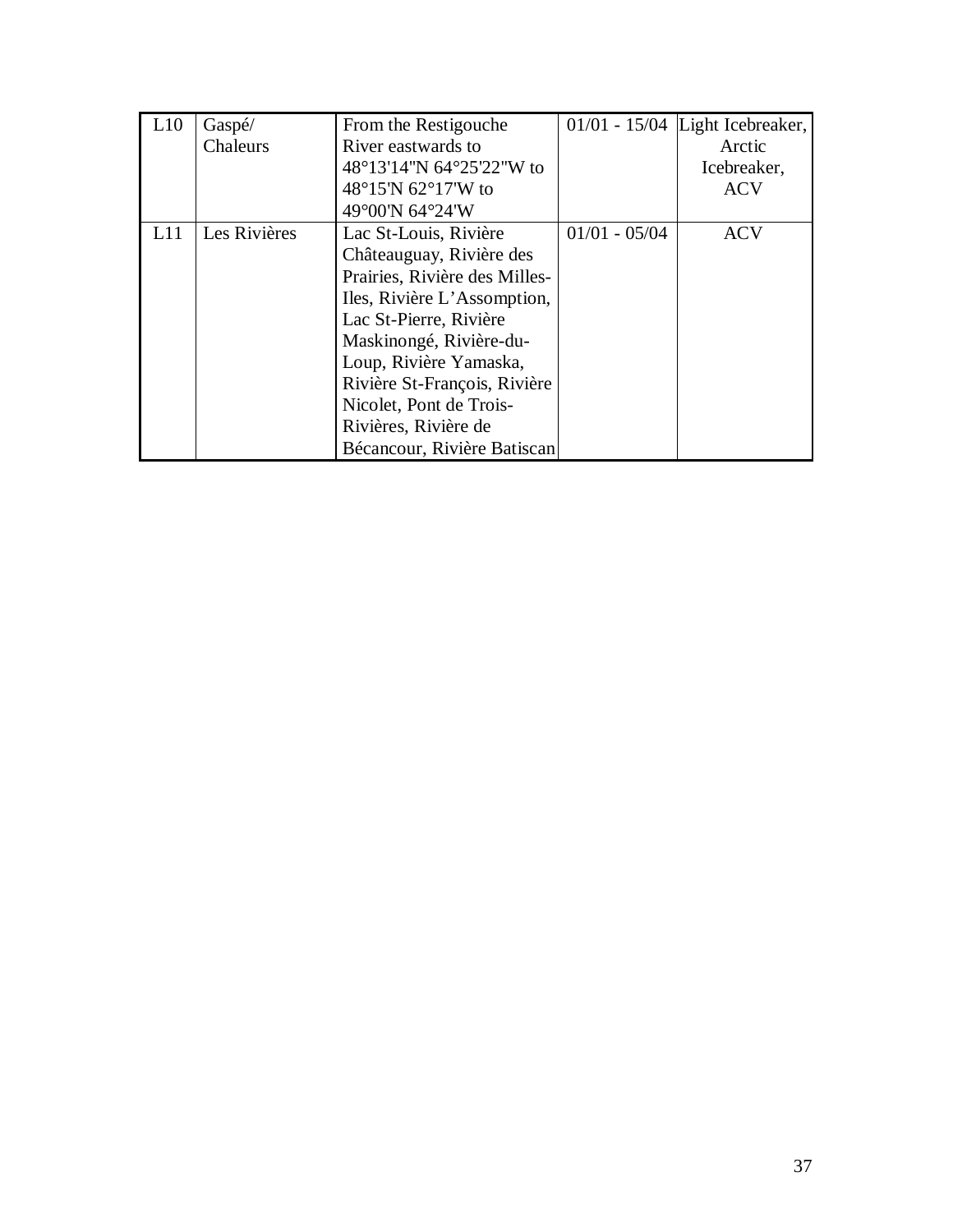| L10 | Gaspé/ Chaleurs | From the Restigouche River eastwards to 48°13'14"N 64°25'22"W to 48°15'N 62°17'W to 49°00'N 64°24'W | 01/01 - 15/04 | Light Icebreaker, Arctic Icebreaker, ACV |
|---|---|---|---|---|
| L11 | Les Rivières | Lac St-Louis, Rivière Châteauguay, Rivière des Prairies, Rivière des Milles-Iles, Rivière L'Assomption, Lac St-Pierre, Rivière Maskinongé, Rivière-du-Loup, Rivière Yamaska, Rivière St-François, Rivière Nicolet, Pont de Trois-Rivières, Rivière de Bécancour, Rivière Batiscan | 01/01 - 05/04 | ACV |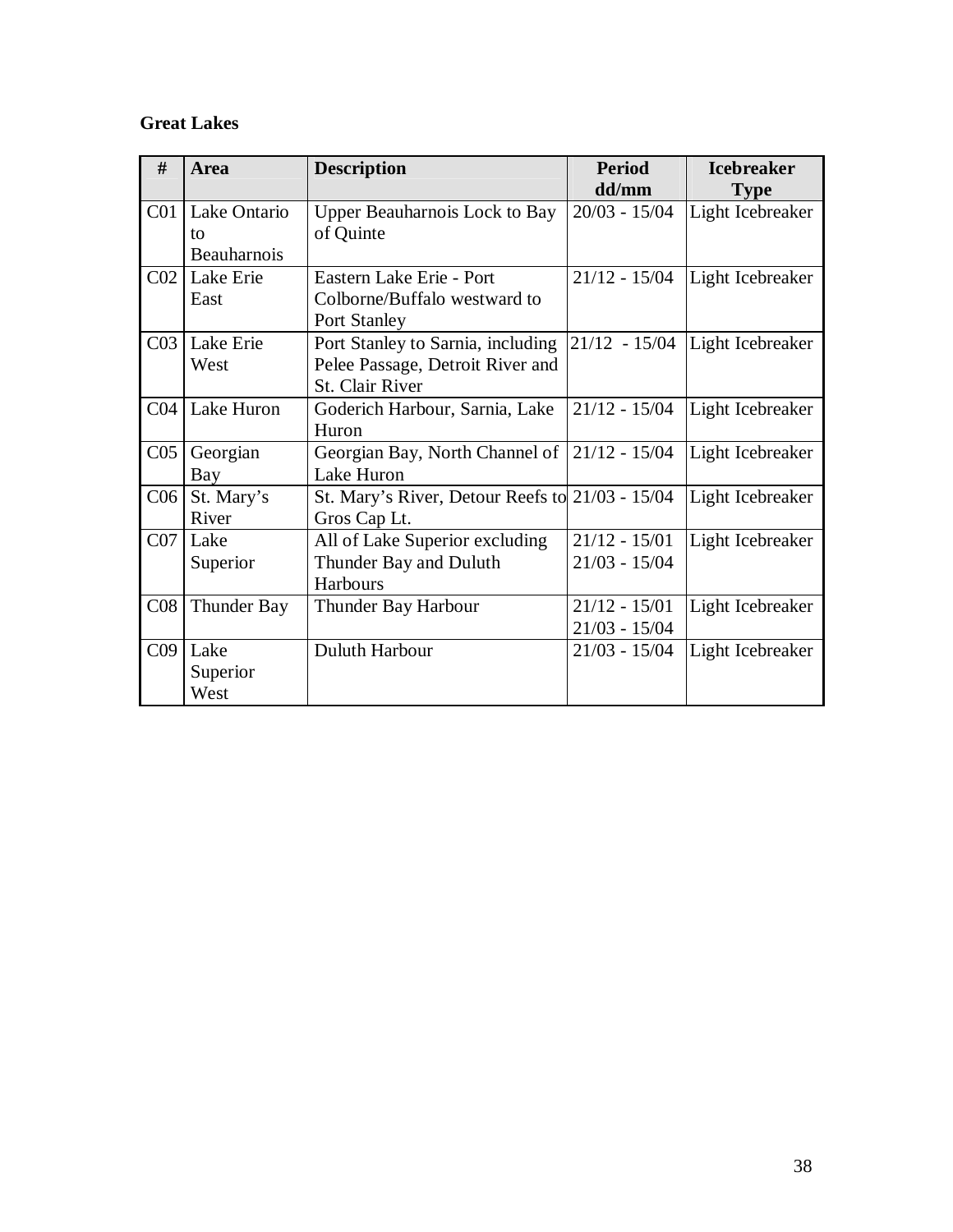**Great Lakes**

| # | Area | Description | Period dd/mm | Icebreaker Type |
|---|---|---|---|---|
| C01 | Lake Ontario to Beauharnois | Upper Beauharnois Lock to Bay of Quinte | 20/03 - 15/04 | Light Icebreaker |
| C02 | Lake Erie East | Eastern Lake Erie - Port Colborne/Buffalo westward to Port Stanley | 21/12 - 15/04 | Light Icebreaker |
| C03 | Lake Erie West | Port Stanley to Sarnia, including Pelee Passage, Detroit River and St. Clair River | 21/12 - 15/04 | Light Icebreaker |
| C04 | Lake Huron | Goderich Harbour, Sarnia, Lake Huron | 21/12 - 15/04 | Light Icebreaker |
| C05 | Georgian Bay | Georgian Bay, North Channel of Lake Huron | 21/12 - 15/04 | Light Icebreaker |
| C06 | St. Mary's River | St. Mary's River, Detour Reefs to Gros Cap Lt. | 21/03 - 15/04 | Light Icebreaker |
| C07 | Lake Superior | All of Lake Superior excluding Thunder Bay and Duluth Harbours | 21/12 - 15/01<br>21/03 - 15/04 | Light Icebreaker |
| C08 | Thunder Bay | Thunder Bay Harbour | 21/12 - 15/01<br>21/03 - 15/04 | Light Icebreaker |
| C09 | Lake Superior West | Duluth Harbour | 21/03 - 15/04 | Light Icebreaker |